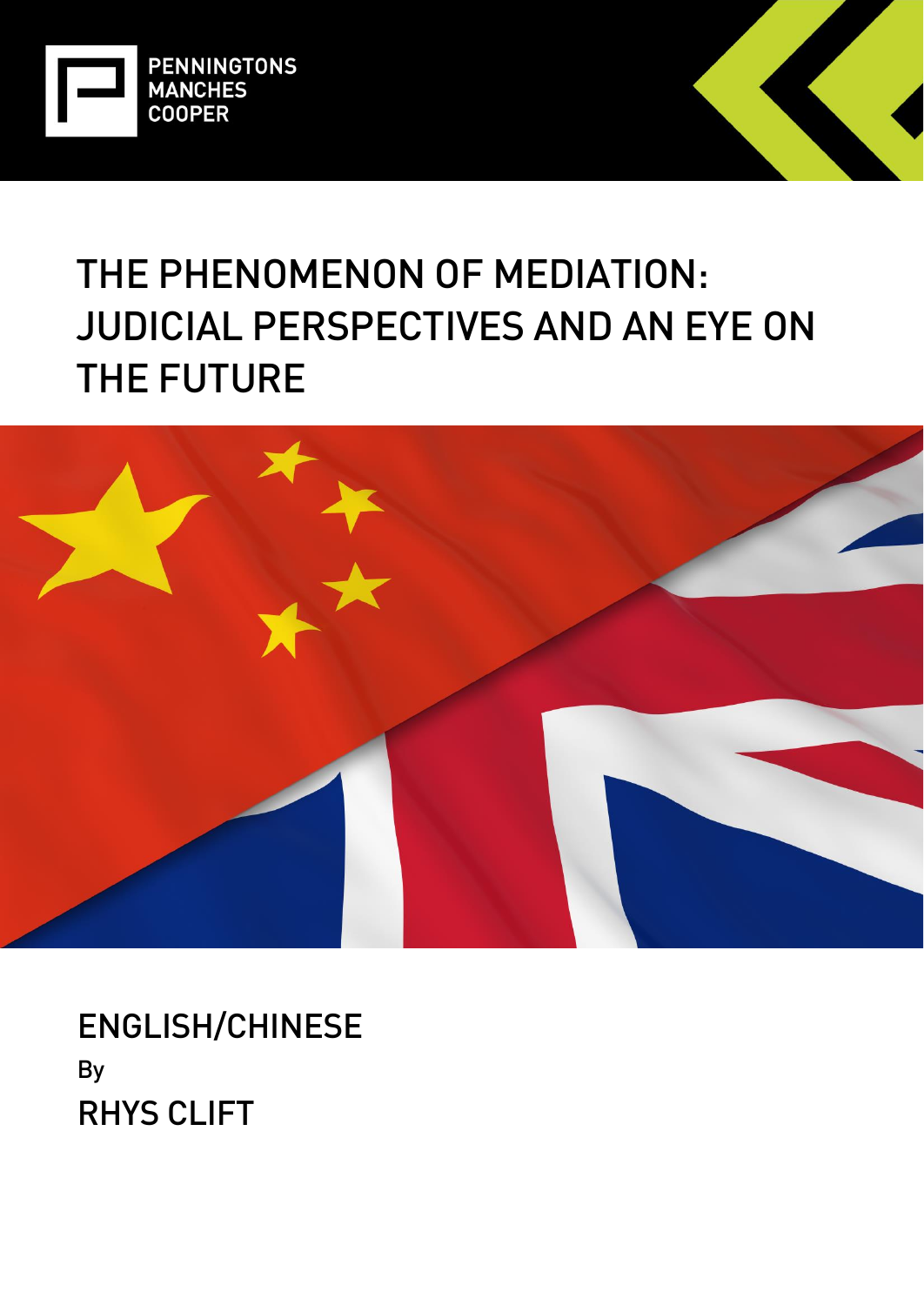PENNINGTONS MANCHES COOPER

# THE PHENOMENON OF MEDIATION: JUDICIAL PERSPECTIVES AND AN EYE ON THE FUTURE

ENGLISH/CHINESE

By

RHYS CLIFT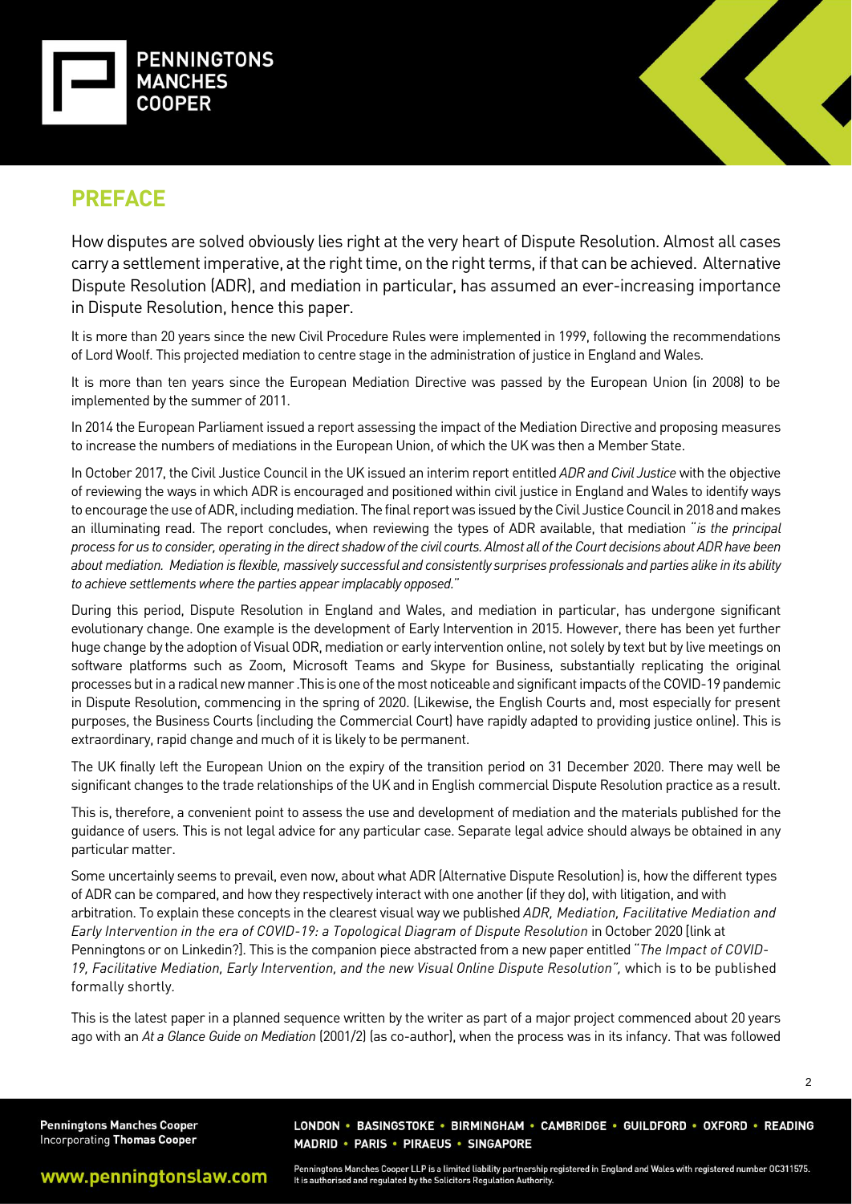## PREFACE

How disputes are solved obviously lies right at the very heart of Dispute Resolution. Almost all cases carry a settlement imperative, at the right time, on the right terms, if that can be achieved. Alternative Dispute Resolution (ADR), and mediation in particular, has assumed an ever-increasing importance in Dispute Resolution, hence this paper.

It is more than 20 years since the new Civil Procedure Rules were implemented in 1999, following the recommendations of Lord Woolf. This projected mediation to centre stage in the administration of justice in England and Wales.

It is more than ten years since the European Mediation Directive was passed by the European Union (in 2008) to be implemented by the summer of 2011.

In 2014 the European Parliament issued a report assessing the impact of the Mediation Directive and proposing measures to increase the numbers of mediations in the European Union, of which the UK was then a Member State.

In October 2017, the Civil Justice Council in the UK issued an interim report entitled *ADR and Civil Justice* with the objective of reviewing the ways in which ADR is encouraged and positioned within civil justice in England and Wales to identify ways to encourage the use of ADR, including mediation. The final report was issued by the Civil Justice Council in 2018 and makes an illuminating read. The report concludes, when reviewing the types of ADR available, that mediation "*is the principal process for us to consider, operating in the direct shadow of the civil courts. Almost all of the Court decisions about ADR have been about mediation. Mediation is flexible, massively successful and consistently surprises professionals and parties alike in its ability to achieve settlements where the parties appear implacably opposed.*"

During this period, Dispute Resolution in England and Wales, and mediation in particular, has undergone significant evolutionary change. One example is the development of Early Intervention in 2015. However, there has been yet further huge change by the adoption of Visual ODR, mediation or early intervention online, not solely by text but by live meetings on software platforms such as Zoom, Microsoft Teams and Skype for Business, substantially replicating the original processes but in a radical new manner .This is one of the most noticeable and significant impacts of the COVID-19 pandemic in Dispute Resolution, commencing in the spring of 2020. (Likewise, the English Courts and, most especially for present purposes, the Business Courts (including the Commercial Court) have rapidly adapted to providing justice online). This is extraordinary, rapid change and much of it is likely to be permanent.

The UK finally left the European Union on the expiry of the transition period on 31 December 2020. There may well be significant changes to the trade relationships of the UK and in English commercial Dispute Resolution practice as a result.

This is, therefore, a convenient point to assess the use and development of mediation and the materials published for the guidance of users. This is not legal advice for any particular case. Separate legal advice should always be obtained in any particular matter.

Some uncertainly seems to prevail, even now, about what ADR (Alternative Dispute Resolution) is, how the different types of ADR can be compared, and how they respectively interact with one another (if they do), with litigation, and with arbitration. To explain these concepts in the clearest visual way we published *ADR, Mediation, Facilitative Mediation and Early Intervention in the era of COVID-19: a Topological Diagram of Dispute Resolution* in October 2020 [link at Penningtons or on Linkedin?]. This is the companion piece abstracted from a new paper entitled "*The Impact of COVID-19, Facilitative Mediation, Early Intervention, and the new Visual Online Dispute Resolution",* which is to be published formally shortly.

This is the latest paper in a planned sequence written by the writer as part of a major project commenced about 20 years ago with an *At a Glance Guide on Mediation* (2001/2) (as co-author), when the process was in its infancy. That was followed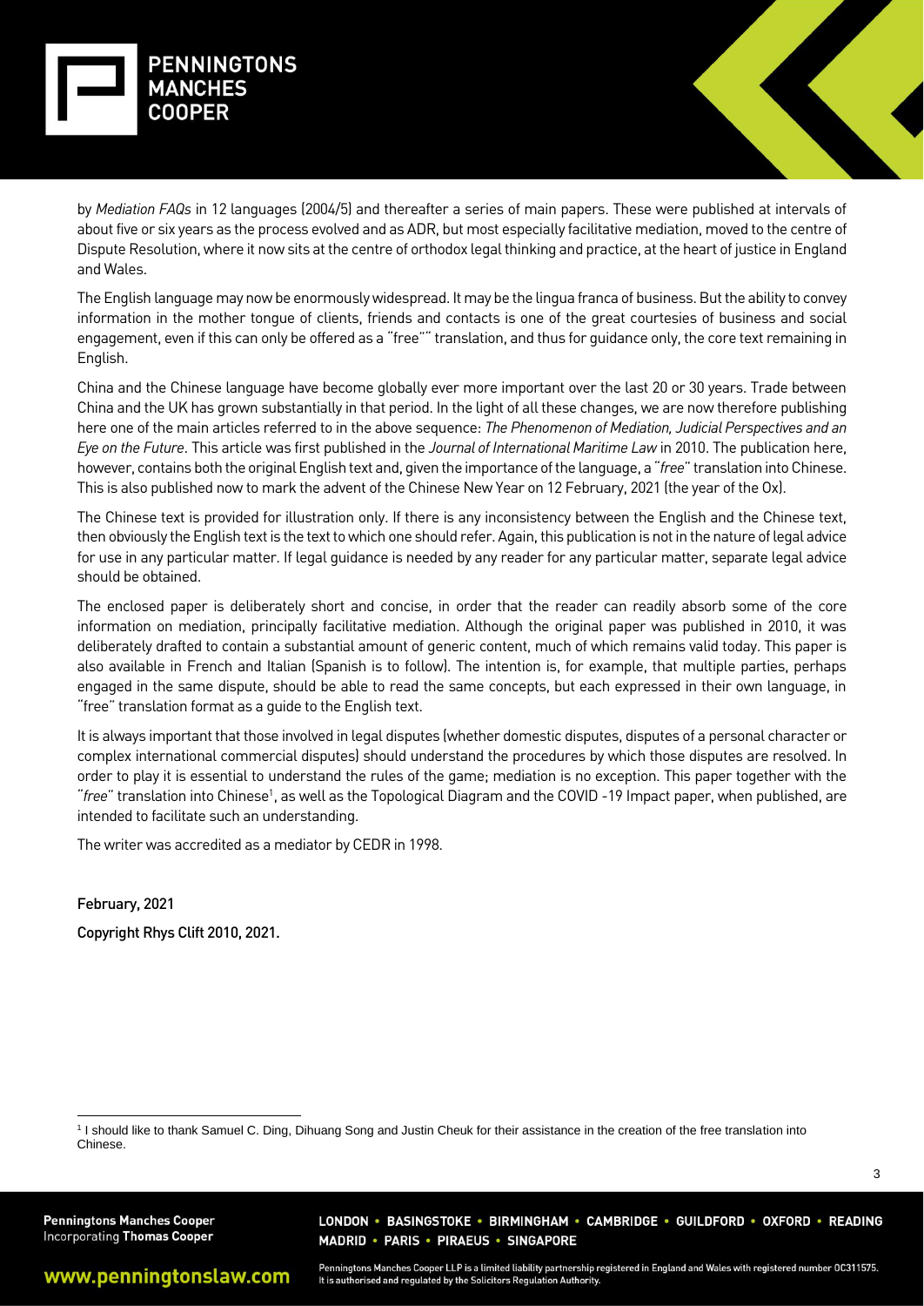by *Mediation FAQs* in 12 languages (2004/5) and thereafter a series of main papers. These were published at intervals of about five or six years as the process evolved and as ADR, but most especially facilitative mediation, moved to the centre of Dispute Resolution, where it now sits at the centre of orthodox legal thinking and practice, at the heart of justice in England and Wales.

The English language may now be enormously widespread. It may be the lingua franca of business. But the ability to convey information in the mother tongue of clients, friends and contacts is one of the great courtesies of business and social engagement, even if this can only be offered as a "free"" translation, and thus for guidance only, the core text remaining in English.

China and the Chinese language have become globally ever more important over the last 20 or 30 years. Trade between China and the UK has grown substantially in that period. In the light of all these changes, we are now therefore publishing here one of the main articles referred to in the above sequence: *The Phenomenon of Mediation, Judicial Perspectives and an Eye on the Future*. This article was first published in the *Journal of International Maritime Law* in 2010. The publication here, however, contains both the original English text and, given the importance of the language, a "*free*" translation into Chinese. This is also published now to mark the advent of the Chinese New Year on 12 February, 2021 (the year of the Ox).

The Chinese text is provided for illustration only. If there is any inconsistency between the English and the Chinese text, then obviously the English text is the text to which one should refer. Again, this publication is not in the nature of legal advice for use in any particular matter. If legal guidance is needed by any reader for any particular matter, separate legal advice should be obtained.

The enclosed paper is deliberately short and concise, in order that the reader can readily absorb some of the core information on mediation, principally facilitative mediation. Although the original paper was published in 2010, it was deliberately drafted to contain a substantial amount of generic content, much of which remains valid today. This paper is also available in French and Italian (Spanish is to follow). The intention is, for example, that multiple parties, perhaps engaged in the same dispute, should be able to read the same concepts, but each expressed in their own language, in "free" translation format as a guide to the English text.

It is always important that those involved in legal disputes (whether domestic disputes, disputes of a personal character or complex international commercial disputes) should understand the procedures by which those disputes are resolved. In order to play it is essential to understand the rules of the game; mediation is no exception. This paper together with the "*free*" translation into Chinese[1], as well as the Topological Diagram and the COVID -19 Impact paper, when published, are intended to facilitate such an understanding.

The writer was accredited as a mediator by CEDR in 1998.

**February, 2021**

**Copyright Rhys Clift 2010, 2021.**

[1] I should like to thank Samuel C. Ding, Dihuang Song and Justin Cheuk for their assistance in the creation of the free translation into Chinese.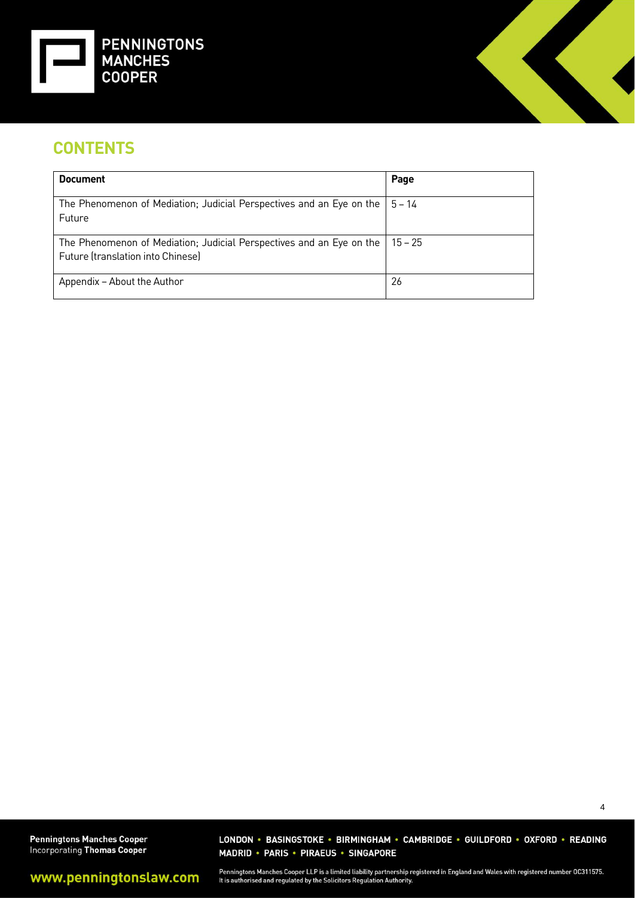## CONTENTS

| Document | Page |
| --- | --- |
| The Phenomenon of Mediation; Judicial Perspectives and an Eye on the Future | 5 – 14 |
| The Phenomenon of Mediation; Judicial Perspectives and an Eye on the Future (translation into Chinese) | 15 – 25 |
| Appendix – About the Author | 26 |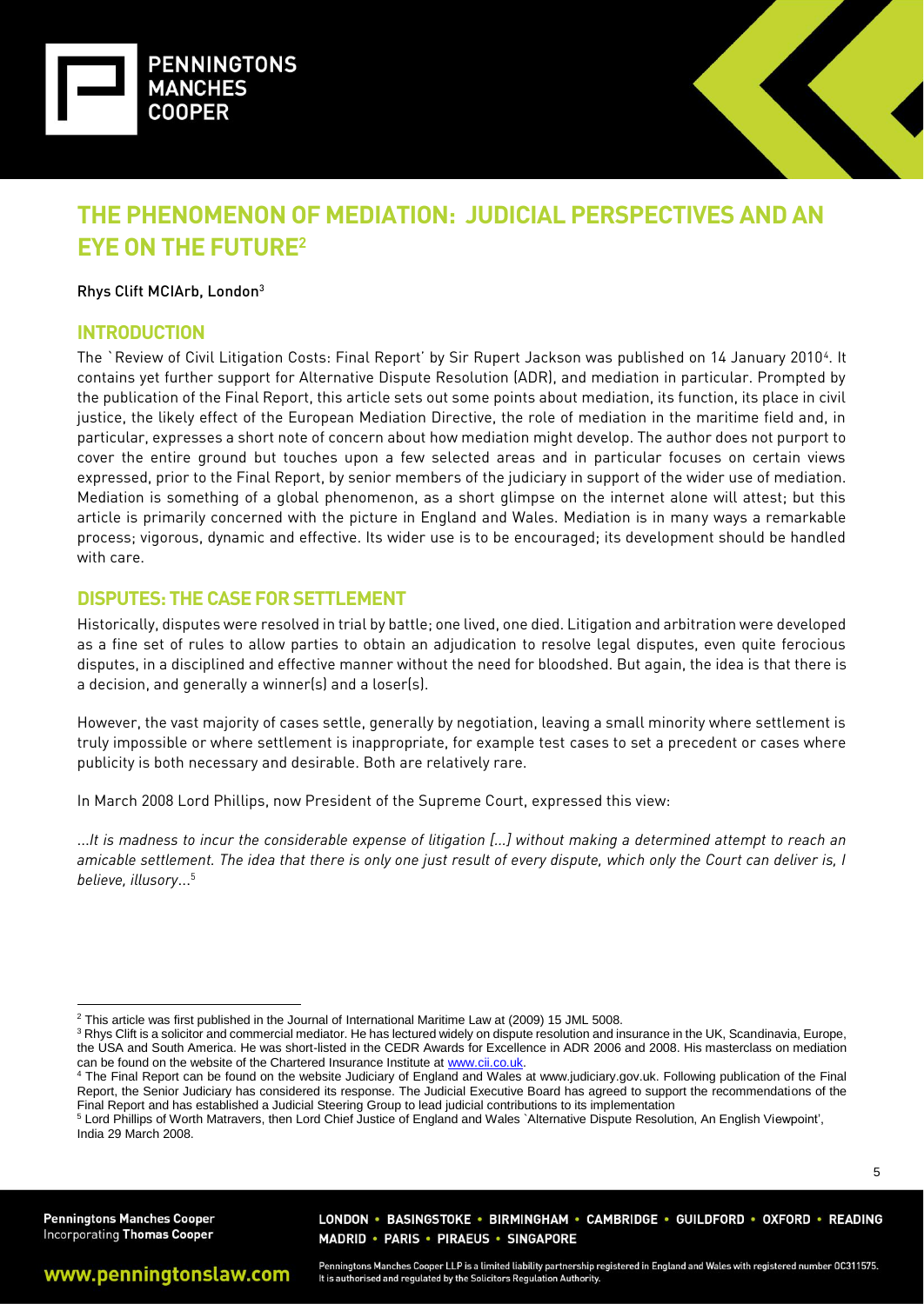# THE PHENOMENON OF MEDIATION: JUDICIAL PERSPECTIVES AND AN EYE ON THE FUTURE[2]

Rhys Clift MCIArb, London[3]

## INTRODUCTION

The `Review of Civil Litigation Costs: Final Report' by Sir Rupert Jackson was published on 14 January 2010[4]. It contains yet further support for Alternative Dispute Resolution (ADR), and mediation in particular. Prompted by the publication of the Final Report, this article sets out some points about mediation, its function, its place in civil justice, the likely effect of the European Mediation Directive, the role of mediation in the maritime field and, in particular, expresses a short note of concern about how mediation might develop. The author does not purport to cover the entire ground but touches upon a few selected areas and in particular focuses on certain views expressed, prior to the Final Report, by senior members of the judiciary in support of the wider use of mediation. Mediation is something of a global phenomenon, as a short glimpse on the internet alone will attest; but this article is primarily concerned with the picture in England and Wales. Mediation is in many ways a remarkable process; vigorous, dynamic and effective. Its wider use is to be encouraged; its development should be handled with care.

## DISPUTES: THE CASE FOR SETTLEMENT

Historically, disputes were resolved in trial by battle; one lived, one died. Litigation and arbitration were developed as a fine set of rules to allow parties to obtain an adjudication to resolve legal disputes, even quite ferocious disputes, in a disciplined and effective manner without the need for bloodshed. But again, the idea is that there is a decision, and generally a winner(s) and a loser(s).

However, the vast majority of cases settle, generally by negotiation, leaving a small minority where settlement is truly impossible or where settlement is inappropriate, for example test cases to set a precedent or cases where publicity is both necessary and desirable. Both are relatively rare.

In March 2008 Lord Phillips, now President of the Supreme Court, expressed this view:

*...It is madness to incur the considerable expense of litigation [...] without making a determined attempt to reach an amicable settlement. The idea that there is only one just result of every dispute, which only the Court can deliver is, I believe, illusory...*[5]

---

[2] This article was first published in the Journal of International Maritime Law at (2009) 15 JML 5008.

[3] Rhys Clift is a solicitor and commercial mediator. He has lectured widely on dispute resolution and insurance in the UK, Scandinavia, Europe, the USA and South America. He was short-listed in the CEDR Awards for Excellence in ADR 2006 and 2008. His masterclass on mediation can be found on the website of the Chartered Insurance Institute at www.cii.co.uk.

[4] The Final Report can be found on the website Judiciary of England and Wales at www.judiciary.gov.uk. Following publication of the Final Report, the Senior Judiciary has considered its response. The Judicial Executive Board has agreed to support the recommendations of the Final Report and has established a Judicial Steering Group to lead judicial contributions to its implementation

[5] Lord Phillips of Worth Matravers, then Lord Chief Justice of England and Wales `Alternative Dispute Resolution, An English Viewpoint', India 29 March 2008.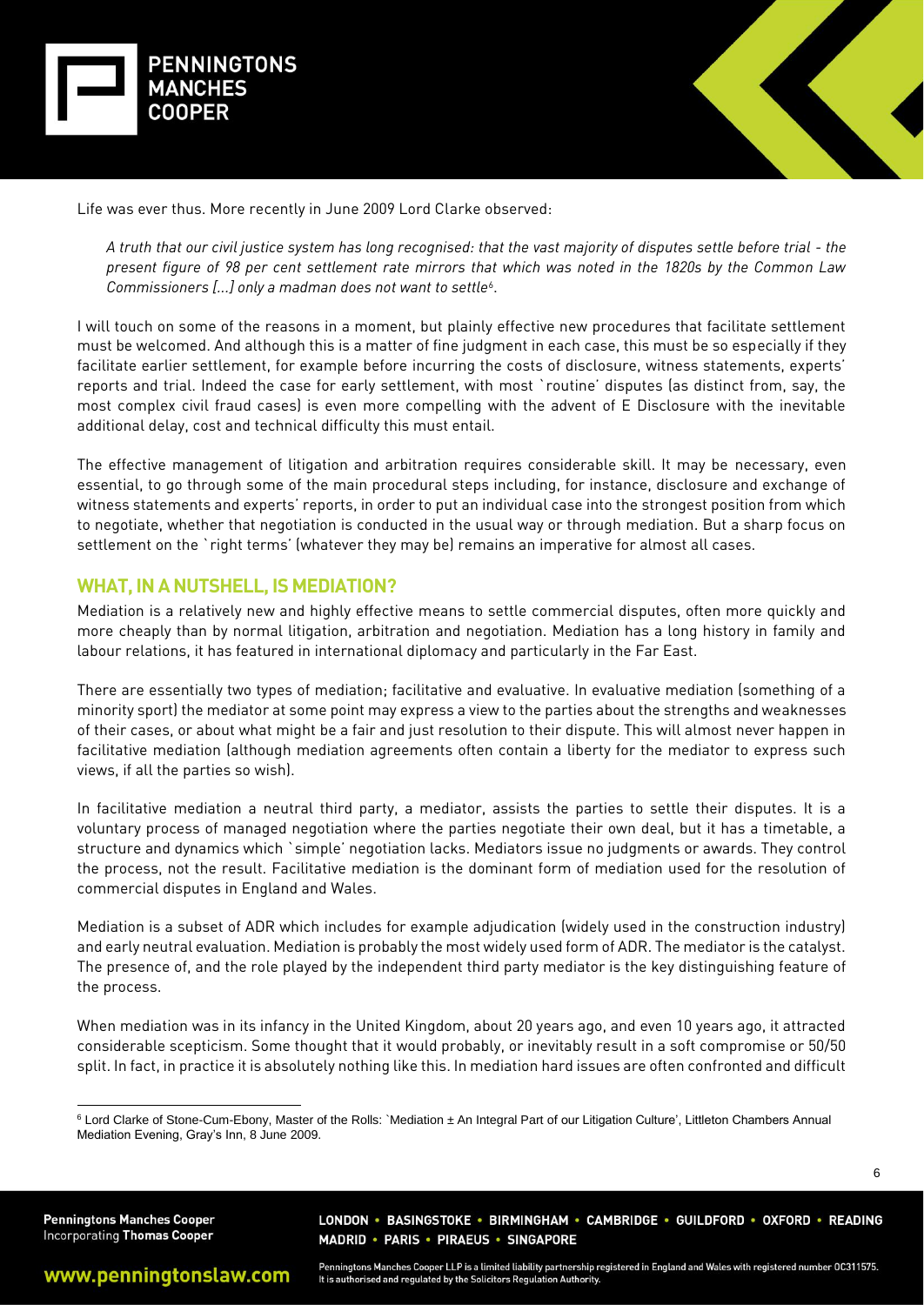Life was ever thus. More recently in June 2009 Lord Clarke observed:

> *A truth that our civil justice system has long recognised: that the vast majority of disputes settle before trial - the present figure of 98 per cent settlement rate mirrors that which was noted in the 1820s by the Common Law Commissioners [...] only a madman does not want to settle*[6].

I will touch on some of the reasons in a moment, but plainly effective new procedures that facilitate settlement must be welcomed. And although this is a matter of fine judgment in each case, this must be so especially if they facilitate earlier settlement, for example before incurring the costs of disclosure, witness statements, experts' reports and trial. Indeed the case for early settlement, with most `routine' disputes (as distinct from, say, the most complex civil fraud cases) is even more compelling with the advent of E Disclosure with the inevitable additional delay, cost and technical difficulty this must entail.

The effective management of litigation and arbitration requires considerable skill. It may be necessary, even essential, to go through some of the main procedural steps including, for instance, disclosure and exchange of witness statements and experts' reports, in order to put an individual case into the strongest position from which to negotiate, whether that negotiation is conducted in the usual way or through mediation. But a sharp focus on settlement on the `right terms' (whatever they may be) remains an imperative for almost all cases.

## WHAT, IN A NUTSHELL, IS MEDIATION?

Mediation is a relatively new and highly effective means to settle commercial disputes, often more quickly and more cheaply than by normal litigation, arbitration and negotiation. Mediation has a long history in family and labour relations, it has featured in international diplomacy and particularly in the Far East.

There are essentially two types of mediation; facilitative and evaluative. In evaluative mediation (something of a minority sport) the mediator at some point may express a view to the parties about the strengths and weaknesses of their cases, or about what might be a fair and just resolution to their dispute. This will almost never happen in facilitative mediation (although mediation agreements often contain a liberty for the mediator to express such views, if all the parties so wish).

In facilitative mediation a neutral third party, a mediator, assists the parties to settle their disputes. It is a voluntary process of managed negotiation where the parties negotiate their own deal, but it has a timetable, a structure and dynamics which `simple' negotiation lacks. Mediators issue no judgments or awards. They control the process, not the result. Facilitative mediation is the dominant form of mediation used for the resolution of commercial disputes in England and Wales.

Mediation is a subset of ADR which includes for example adjudication (widely used in the construction industry) and early neutral evaluation. Mediation is probably the most widely used form of ADR. The mediator is the catalyst. The presence of, and the role played by the independent third party mediator is the key distinguishing feature of the process.

When mediation was in its infancy in the United Kingdom, about 20 years ago, and even 10 years ago, it attracted considerable scepticism. Some thought that it would probably, or inevitably result in a soft compromise or 50/50 split. In fact, in practice it is absolutely nothing like this. In mediation hard issues are often confronted and difficult

[6] Lord Clarke of Stone-Cum-Ebony, Master of the Rolls: `Mediation ± An Integral Part of our Litigation Culture', Littleton Chambers Annual Mediation Evening, Gray's Inn, 8 June 2009.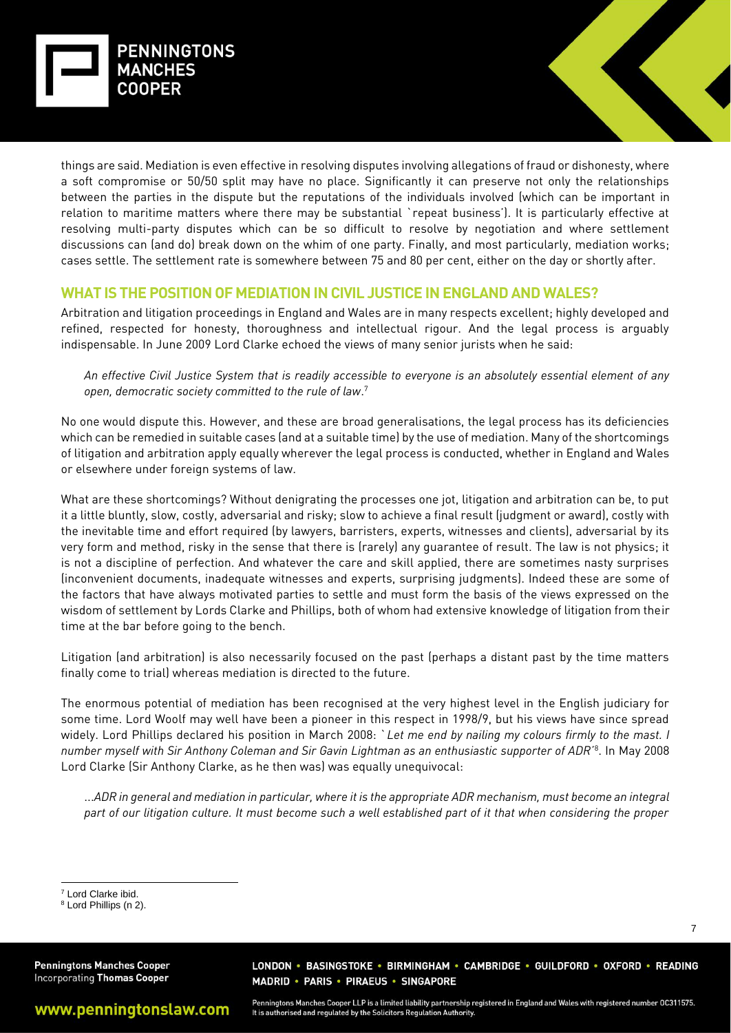things are said. Mediation is even effective in resolving disputes involving allegations of fraud or dishonesty, where a soft compromise or 50/50 split may have no place. Significantly it can preserve not only the relationships between the parties in the dispute but the reputations of the individuals involved (which can be important in relation to maritime matters where there may be substantial `repeat business'). It is particularly effective at resolving multi-party disputes which can be so difficult to resolve by negotiation and where settlement discussions can (and do) break down on the whim of one party. Finally, and most particularly, mediation works; cases settle. The settlement rate is somewhere between 75 and 80 per cent, either on the day or shortly after.

## WHAT IS THE POSITION OF MEDIATION IN CIVIL JUSTICE IN ENGLAND AND WALES?

Arbitration and litigation proceedings in England and Wales are in many respects excellent; highly developed and refined, respected for honesty, thoroughness and intellectual rigour. And the legal process is arguably indispensable. In June 2009 Lord Clarke echoed the views of many senior jurists when he said:

> *An effective Civil Justice System that is readily accessible to everyone is an absolutely essential element of any open, democratic society committed to the rule of law*.[7]

No one would dispute this. However, and these are broad generalisations, the legal process has its deficiencies which can be remedied in suitable cases (and at a suitable time) by the use of mediation. Many of the shortcomings of litigation and arbitration apply equally wherever the legal process is conducted, whether in England and Wales or elsewhere under foreign systems of law.

What are these shortcomings? Without denigrating the processes one jot, litigation and arbitration can be, to put it a little bluntly, slow, costly, adversarial and risky; slow to achieve a final result (judgment or award), costly with the inevitable time and effort required (by lawyers, barristers, experts, witnesses and clients), adversarial by its very form and method, risky in the sense that there is (rarely) any guarantee of result. The law is not physics; it is not a discipline of perfection. And whatever the care and skill applied, there are sometimes nasty surprises (inconvenient documents, inadequate witnesses and experts, surprising judgments). Indeed these are some of the factors that have always motivated parties to settle and must form the basis of the views expressed on the wisdom of settlement by Lords Clarke and Phillips, both of whom had extensive knowledge of litigation from their time at the bar before going to the bench.

Litigation (and arbitration) is also necessarily focused on the past (perhaps a distant past by the time matters finally come to trial) whereas mediation is directed to the future.

The enormous potential of mediation has been recognised at the very highest level in the English judiciary for some time. Lord Woolf may well have been a pioneer in this respect in 1998/9, but his views have since spread widely. Lord Phillips declared his position in March 2008: `*Let me end by nailing my colours firmly to the mast. I number myself with Sir Anthony Coleman and Sir Gavin Lightman as an enthusiastic supporter of ADR*'[8]. In May 2008 Lord Clarke (Sir Anthony Clarke, as he then was) was equally unequivocal:

> *…ADR in general and mediation in particular, where it is the appropriate ADR mechanism, must become an integral part of our litigation culture. It must become such a well established part of it that when considering the proper*

[7] Lord Clarke ibid.

[8] Lord Phillips (n 2).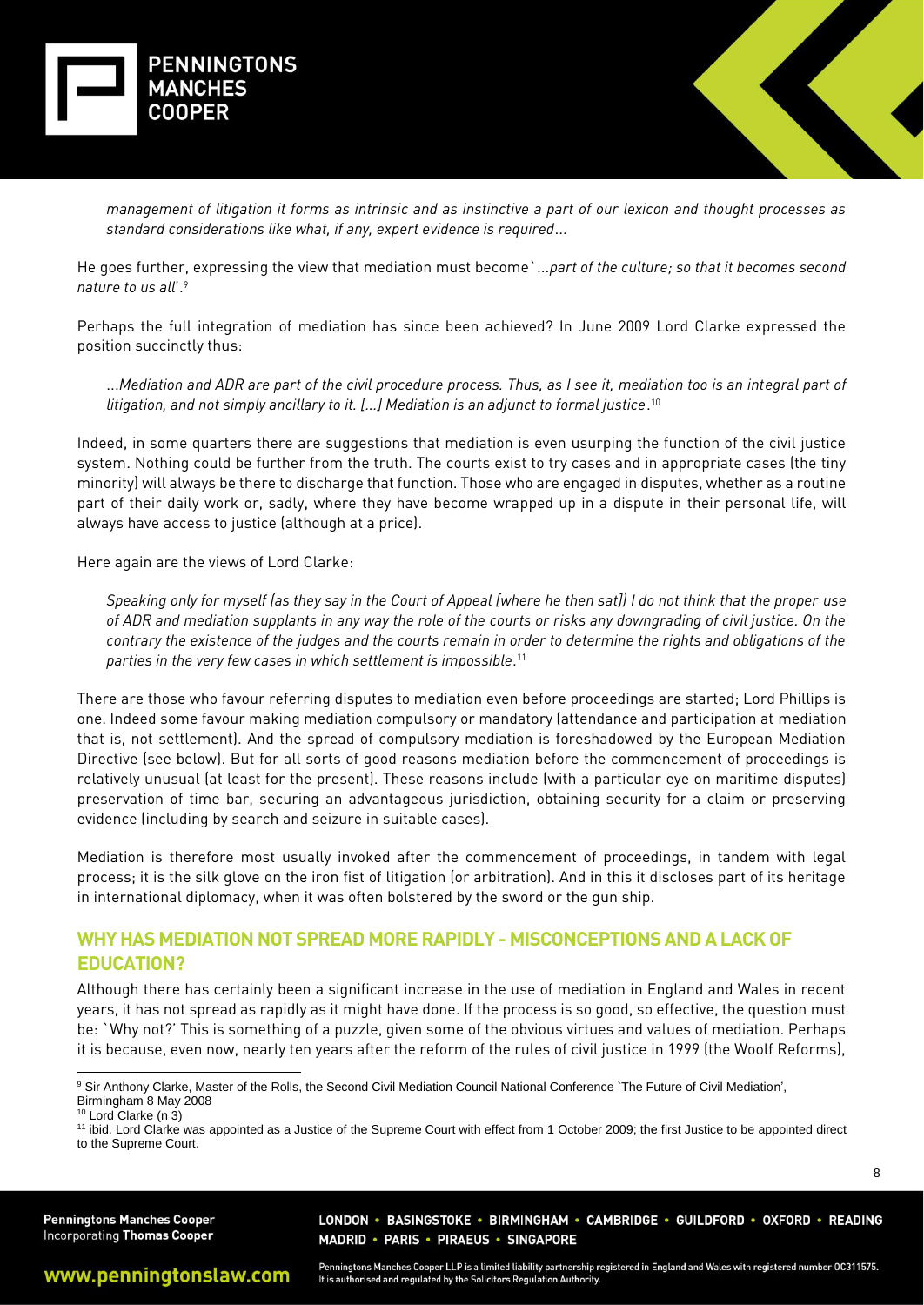*management of litigation it forms as intrinsic and as instinctive a part of our lexicon and thought processes as standard considerations like what, if any, expert evidence is required…*

He goes further, expressing the view that mediation must become`*…part of the culture; so that it becomes second nature to us all*'.[9]

Perhaps the full integration of mediation has since been achieved? In June 2009 Lord Clarke expressed the position succinctly thus:

> *…Mediation and ADR are part of the civil procedure process. Thus, as I see it, mediation too is an integral part of litigation, and not simply ancillary to it. […] Mediation is an adjunct to formal justice*.[10]

Indeed, in some quarters there are suggestions that mediation is even usurping the function of the civil justice system. Nothing could be further from the truth. The courts exist to try cases and in appropriate cases (the tiny minority) will always be there to discharge that function. Those who are engaged in disputes, whether as a routine part of their daily work or, sadly, where they have become wrapped up in a dispute in their personal life, will always have access to justice (although at a price).

Here again are the views of Lord Clarke:

> *Speaking only for myself (as they say in the Court of Appeal [where he then sat]) I do not think that the proper use of ADR and mediation supplants in any way the role of the courts or risks any downgrading of civil justice. On the contrary the existence of the judges and the courts remain in order to determine the rights and obligations of the parties in the very few cases in which settlement is impossible*.[11]

There are those who favour referring disputes to mediation even before proceedings are started; Lord Phillips is one. Indeed some favour making mediation compulsory or mandatory (attendance and participation at mediation that is, not settlement). And the spread of compulsory mediation is foreshadowed by the European Mediation Directive (see below). But for all sorts of good reasons mediation before the commencement of proceedings is relatively unusual (at least for the present). These reasons include (with a particular eye on maritime disputes) preservation of time bar, securing an advantageous jurisdiction, obtaining security for a claim or preserving evidence (including by search and seizure in suitable cases).

Mediation is therefore most usually invoked after the commencement of proceedings, in tandem with legal process; it is the silk glove on the iron fist of litigation (or arbitration). And in this it discloses part of its heritage in international diplomacy, when it was often bolstered by the sword or the gun ship.

## WHY HAS MEDIATION NOT SPREAD MORE RAPIDLY - MISCONCEPTIONS AND A LACK OF EDUCATION?

Although there has certainly been a significant increase in the use of mediation in England and Wales in recent years, it has not spread as rapidly as it might have done. If the process is so good, so effective, the question must be: `Why not?' This is something of a puzzle, given some of the obvious virtues and values of mediation. Perhaps it is because, even now, nearly ten years after the reform of the rules of civil justice in 1999 (the Woolf Reforms),

---

[9] Sir Anthony Clarke, Master of the Rolls, the Second Civil Mediation Council National Conference `The Future of Civil Mediation', Birmingham 8 May 2008

[10] Lord Clarke (n 3)

[11] ibid. Lord Clarke was appointed as a Justice of the Supreme Court with effect from 1 October 2009; the first Justice to be appointed direct to the Supreme Court.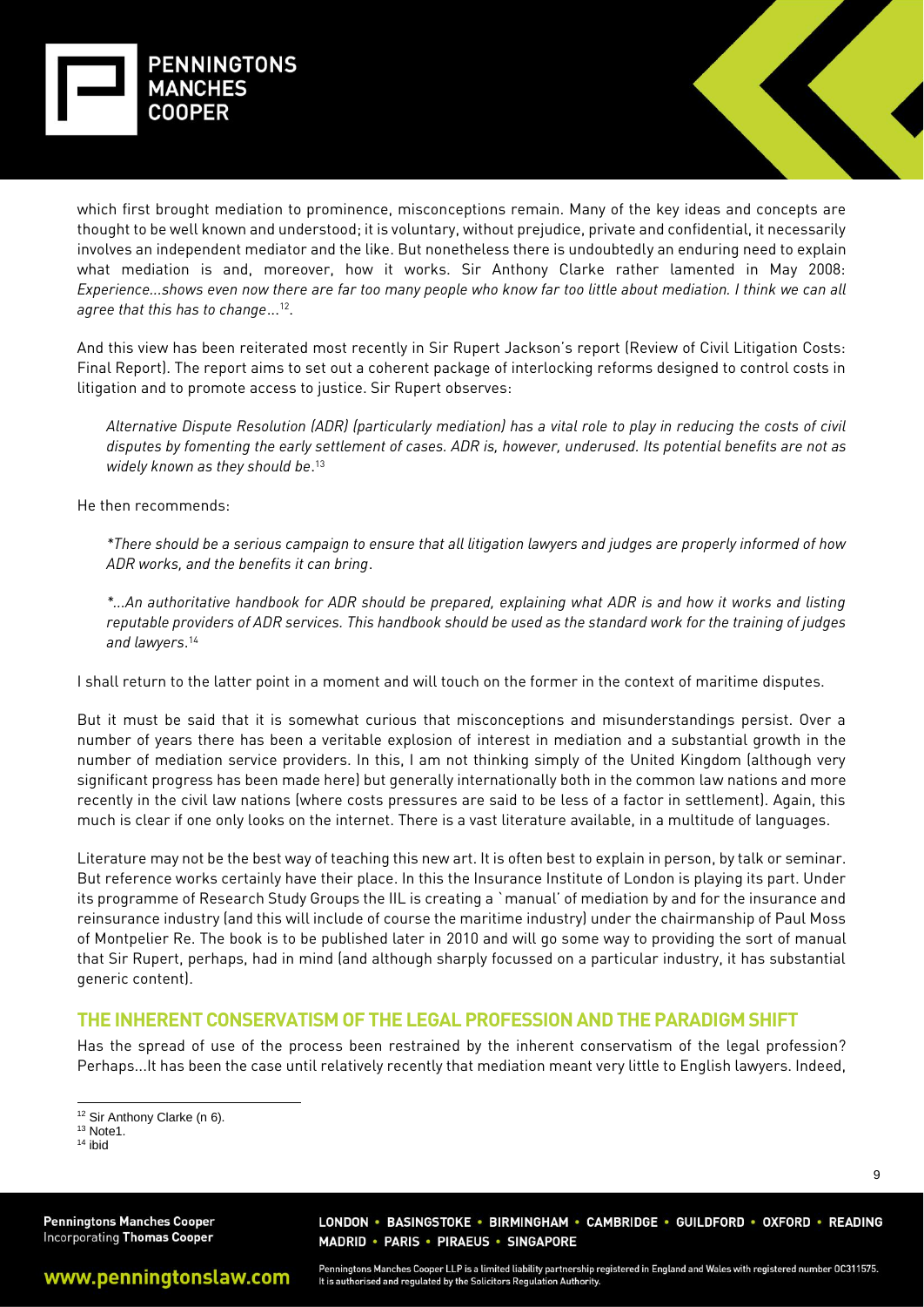which first brought mediation to prominence, misconceptions remain. Many of the key ideas and concepts are thought to be well known and understood; it is voluntary, without prejudice, private and confidential, it necessarily involves an independent mediator and the like. But nonetheless there is undoubtedly an enduring need to explain what mediation is and, moreover, how it works. Sir Anthony Clarke rather lamented in May 2008: *Experience...shows even now there are far too many people who know far too little about mediation. I think we can all agree that this has to change...*[12].

And this view has been reiterated most recently in Sir Rupert Jackson's report (Review of Civil Litigation Costs: Final Report). The report aims to set out a coherent package of interlocking reforms designed to control costs in litigation and to promote access to justice. Sir Rupert observes:

> *Alternative Dispute Resolution (ADR) (particularly mediation) has a vital role to play in reducing the costs of civil disputes by fomenting the early settlement of cases. ADR is, however, underused. Its potential benefits are not as widely known as they should be*.[13]

He then recommends:

> *There should be a serious campaign to ensure that all litigation lawyers and judges are properly informed of how ADR works, and the benefits it can bring*.
>
> *...An authoritative handbook for ADR should be prepared, explaining what ADR is and how it works and listing reputable providers of ADR services. This handbook should be used as the standard work for the training of judges and lawyers*.[14]

I shall return to the latter point in a moment and will touch on the former in the context of maritime disputes.

But it must be said that it is somewhat curious that misconceptions and misunderstandings persist. Over a number of years there has been a veritable explosion of interest in mediation and a substantial growth in the number of mediation service providers. In this, I am not thinking simply of the United Kingdom (although very significant progress has been made here) but generally internationally both in the common law nations and more recently in the civil law nations (where costs pressures are said to be less of a factor in settlement). Again, this much is clear if one only looks on the internet. There is a vast literature available, in a multitude of languages.

Literature may not be the best way of teaching this new art. It is often best to explain in person, by talk or seminar. But reference works certainly have their place. In this the Insurance Institute of London is playing its part. Under its programme of Research Study Groups the IIL is creating a `manual' of mediation by and for the insurance and reinsurance industry (and this will include of course the maritime industry) under the chairmanship of Paul Moss of Montpelier Re. The book is to be published later in 2010 and will go some way to providing the sort of manual that Sir Rupert, perhaps, had in mind (and although sharply focussed on a particular industry, it has substantial generic content).

## THE INHERENT CONSERVATISM OF THE LEGAL PROFESSION AND THE PARADIGM SHIFT

Has the spread of use of the process been restrained by the inherent conservatism of the legal profession? Perhaps...It has been the case until relatively recently that mediation meant very little to English lawyers. Indeed,

---

[12] Sir Anthony Clarke (n 6).

[13] Note1.

[14] ibid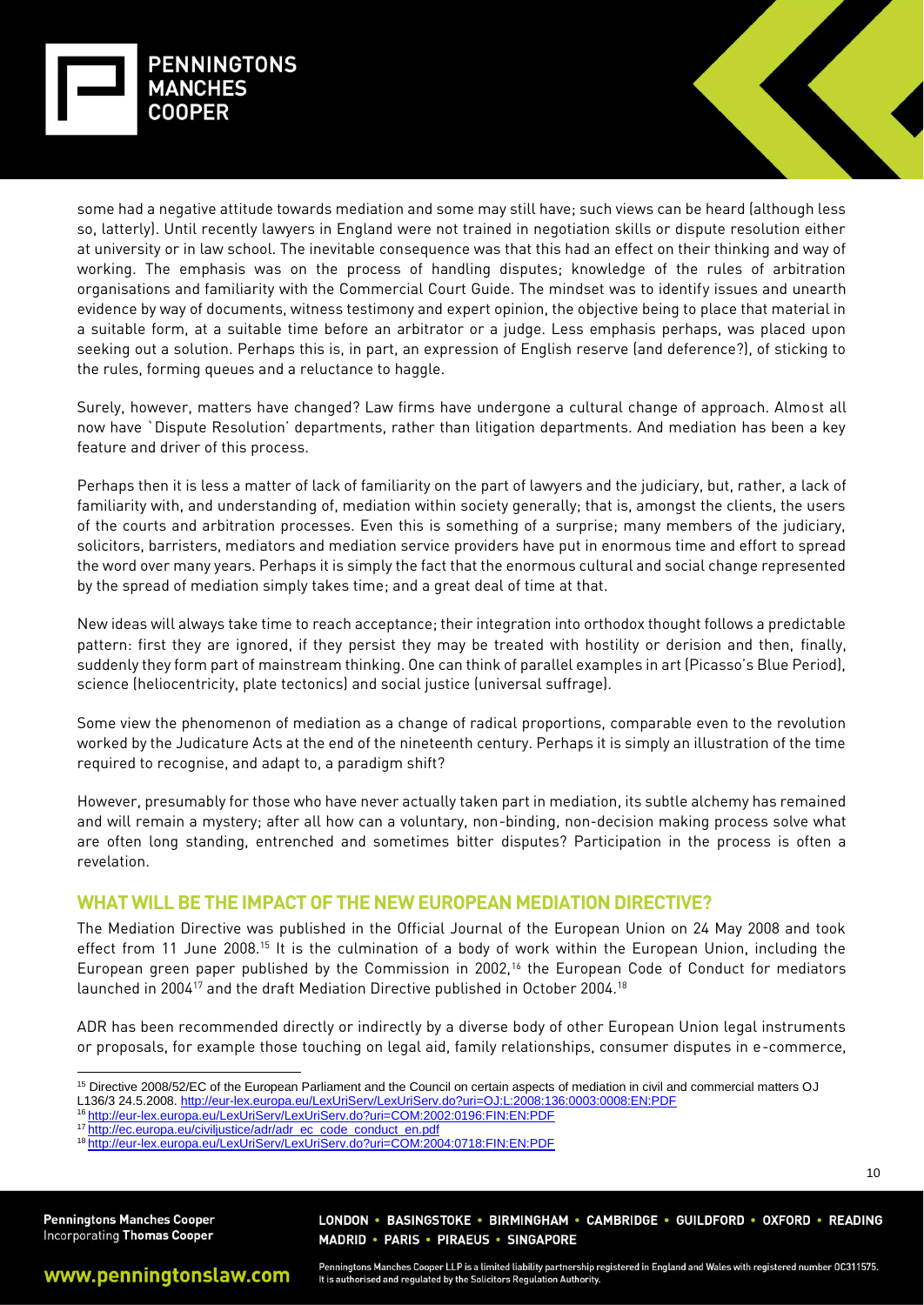some had a negative attitude towards mediation and some may still have; such views can be heard (although less so, latterly). Until recently lawyers in England were not trained in negotiation skills or dispute resolution either at university or in law school. The inevitable consequence was that this had an effect on their thinking and way of working. The emphasis was on the process of handling disputes; knowledge of the rules of arbitration organisations and familiarity with the Commercial Court Guide. The mindset was to identify issues and unearth evidence by way of documents, witness testimony and expert opinion, the objective being to place that material in a suitable form, at a suitable time before an arbitrator or a judge. Less emphasis perhaps, was placed upon seeking out a solution. Perhaps this is, in part, an expression of English reserve (and deference?), of sticking to the rules, forming queues and a reluctance to haggle.

Surely, however, matters have changed? Law firms have undergone a cultural change of approach. Almost all now have `Dispute Resolution' departments, rather than litigation departments. And mediation has been a key feature and driver of this process.

Perhaps then it is less a matter of lack of familiarity on the part of lawyers and the judiciary, but, rather, a lack of familiarity with, and understanding of, mediation within society generally; that is, amongst the clients, the users of the courts and arbitration processes. Even this is something of a surprise; many members of the judiciary, solicitors, barristers, mediators and mediation service providers have put in enormous time and effort to spread the word over many years. Perhaps it is simply the fact that the enormous cultural and social change represented by the spread of mediation simply takes time; and a great deal of time at that.

New ideas will always take time to reach acceptance; their integration into orthodox thought follows a predictable pattern: first they are ignored, if they persist they may be treated with hostility or derision and then, finally, suddenly they form part of mainstream thinking. One can think of parallel examples in art (Picasso's Blue Period), science (heliocentricity, plate tectonics) and social justice (universal suffrage).

Some view the phenomenon of mediation as a change of radical proportions, comparable even to the revolution worked by the Judicature Acts at the end of the nineteenth century. Perhaps it is simply an illustration of the time required to recognise, and adapt to, a paradigm shift?

However, presumably for those who have never actually taken part in mediation, its subtle alchemy has remained and will remain a mystery; after all how can a voluntary, non-binding, non-decision making process solve what are often long standing, entrenched and sometimes bitter disputes? Participation in the process is often a revelation.

## WHAT WILL BE THE IMPACT OF THE NEW EUROPEAN MEDIATION DIRECTIVE?

The Mediation Directive was published in the Official Journal of the European Union on 24 May 2008 and took effect from 11 June 2008.[15] It is the culmination of a body of work within the European Union, including the European green paper published by the Commission in 2002,[16] the European Code of Conduct for mediators launched in 2004[17] and the draft Mediation Directive published in October 2004.[18]

ADR has been recommended directly or indirectly by a diverse body of other European Union legal instruments or proposals, for example those touching on legal aid, family relationships, consumer disputes in e-commerce,

---

[15] Directive 2008/52/EC of the European Parliament and the Council on certain aspects of mediation in civil and commercial matters OJ L136/3 24.5.2008. http://eur-lex.europa.eu/LexUriServ/LexUriServ.do?uri=OJ:L:2008:136:0003:0008:EN:PDF

[16] http://eur-lex.europa.eu/LexUriServ/LexUriServ.do?uri=COM:2002:0196:FIN:EN:PDF

[17] http://ec.europa.eu/civiljustice/adr/adr_ec_code_conduct_en.pdf

[18] http://eur-lex.europa.eu/LexUriServ/LexUriServ.do?uri=COM:2004:0718:FIN:EN:PDF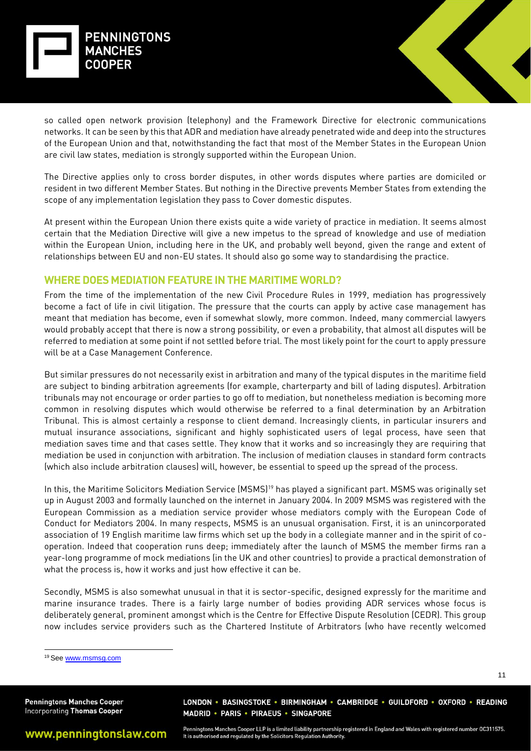so called open network provision (telephony) and the Framework Directive for electronic communications networks. It can be seen by this that ADR and mediation have already penetrated wide and deep into the structures of the European Union and that, notwithstanding the fact that most of the Member States in the European Union are civil law states, mediation is strongly supported within the European Union.

The Directive applies only to cross border disputes, in other words disputes where parties are domiciled or resident in two different Member States. But nothing in the Directive prevents Member States from extending the scope of any implementation legislation they pass to Cover domestic disputes.

At present within the European Union there exists quite a wide variety of practice in mediation. It seems almost certain that the Mediation Directive will give a new impetus to the spread of knowledge and use of mediation within the European Union, including here in the UK, and probably well beyond, given the range and extent of relationships between EU and non-EU states. It should also go some way to standardising the practice.

## WHERE DOES MEDIATION FEATURE IN THE MARITIME WORLD?

From the time of the implementation of the new Civil Procedure Rules in 1999, mediation has progressively become a fact of life in civil litigation. The pressure that the courts can apply by active case management has meant that mediation has become, even if somewhat slowly, more common. Indeed, many commercial lawyers would probably accept that there is now a strong possibility, or even a probability, that almost all disputes will be referred to mediation at some point if not settled before trial. The most likely point for the court to apply pressure will be at a Case Management Conference.

But similar pressures do not necessarily exist in arbitration and many of the typical disputes in the maritime field are subject to binding arbitration agreements (for example, charterparty and bill of lading disputes). Arbitration tribunals may not encourage or order parties to go off to mediation, but nonetheless mediation is becoming more common in resolving disputes which would otherwise be referred to a final determination by an Arbitration Tribunal. This is almost certainly a response to client demand. Increasingly clients, in particular insurers and mutual insurance associations, significant and highly sophisticated users of legal process, have seen that mediation saves time and that cases settle. They know that it works and so increasingly they are requiring that mediation be used in conjunction with arbitration. The inclusion of mediation clauses in standard form contracts (which also include arbitration clauses) will, however, be essential to speed up the spread of the process.

In this, the Maritime Solicitors Mediation Service (MSMS)[19] has played a significant part. MSMS was originally set up in August 2003 and formally launched on the internet in January 2004. In 2009 MSMS was registered with the European Commission as a mediation service provider whose mediators comply with the European Code of Conduct for Mediators 2004. In many respects, MSMS is an unusual organisation. First, it is an unincorporated association of 19 English maritime law firms which set up the body in a collegiate manner and in the spirit of co-operation. Indeed that cooperation runs deep; immediately after the launch of MSMS the member firms ran a year-long programme of mock mediations (in the UK and other countries) to provide a practical demonstration of what the process is, how it works and just how effective it can be.

Secondly, MSMS is also somewhat unusual in that it is sector-specific, designed expressly for the maritime and marine insurance trades. There is a fairly large number of bodies providing ADR services whose focus is deliberately general, prominent amongst which is the Centre for Effective Dispute Resolution (CEDR). This group now includes service providers such as the Chartered Institute of Arbitrators (who have recently welcomed

---

[19] See www.msmsg.com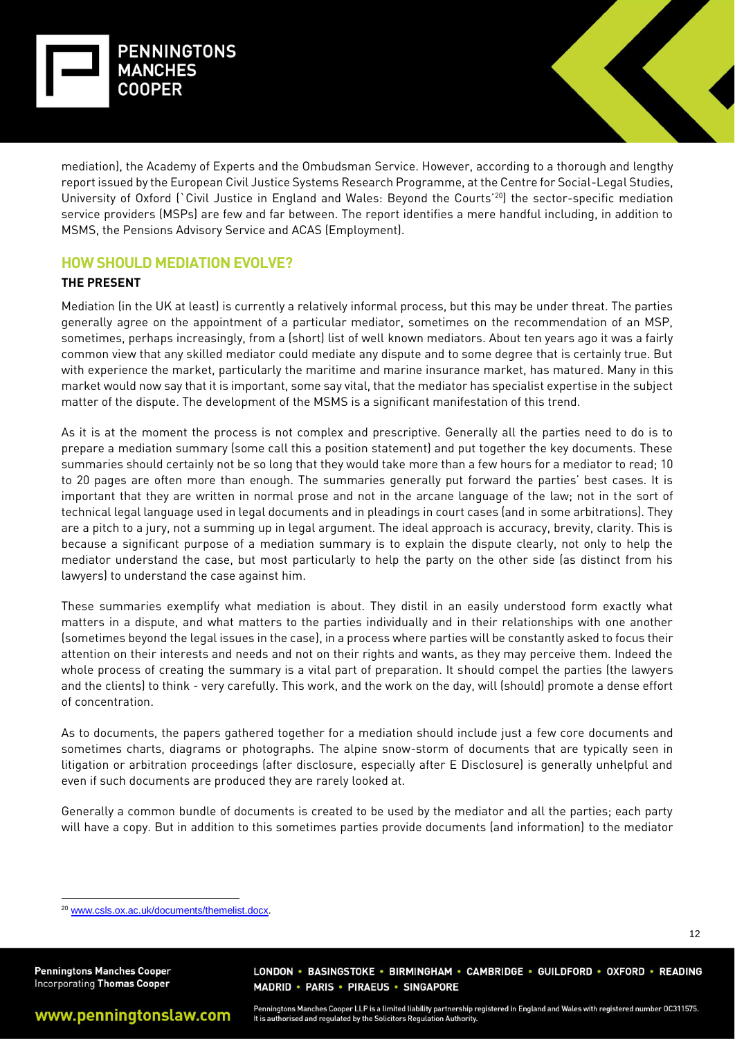mediation), the Academy of Experts and the Ombudsman Service. However, according to a thorough and lengthy report issued by the European Civil Justice Systems Research Programme, at the Centre for Social-Legal Studies, University of Oxford (`Civil Justice in England and Wales: Beyond the Courts'[20]) the sector-specific mediation service providers (MSPs) are few and far between. The report identifies a mere handful including, in addition to MSMS, the Pensions Advisory Service and ACAS (Employment).

## HOW SHOULD MEDIATION EVOLVE?

### THE PRESENT

Mediation (in the UK at least) is currently a relatively informal process, but this may be under threat. The parties generally agree on the appointment of a particular mediator, sometimes on the recommendation of an MSP, sometimes, perhaps increasingly, from a (short) list of well known mediators. About ten years ago it was a fairly common view that any skilled mediator could mediate any dispute and to some degree that is certainly true. But with experience the market, particularly the maritime and marine insurance market, has matured. Many in this market would now say that it is important, some say vital, that the mediator has specialist expertise in the subject matter of the dispute. The development of the MSMS is a significant manifestation of this trend.

As it is at the moment the process is not complex and prescriptive. Generally all the parties need to do is to prepare a mediation summary (some call this a position statement) and put together the key documents. These summaries should certainly not be so long that they would take more than a few hours for a mediator to read; 10 to 20 pages are often more than enough. The summaries generally put forward the parties' best cases. It is important that they are written in normal prose and not in the arcane language of the law; not in the sort of technical legal language used in legal documents and in pleadings in court cases (and in some arbitrations). They are a pitch to a jury, not a summing up in legal argument. The ideal approach is accuracy, brevity, clarity. This is because a significant purpose of a mediation summary is to explain the dispute clearly, not only to help the mediator understand the case, but most particularly to help the party on the other side (as distinct from his lawyers) to understand the case against him.

These summaries exemplify what mediation is about. They distil in an easily understood form exactly what matters in a dispute, and what matters to the parties individually and in their relationships with one another (sometimes beyond the legal issues in the case), in a process where parties will be constantly asked to focus their attention on their interests and needs and not on their rights and wants, as they may perceive them. Indeed the whole process of creating the summary is a vital part of preparation. It should compel the parties (the lawyers and the clients) to think - very carefully. This work, and the work on the day, will (should) promote a dense effort of concentration.

As to documents, the papers gathered together for a mediation should include just a few core documents and sometimes charts, diagrams or photographs. The alpine snow-storm of documents that are typically seen in litigation or arbitration proceedings (after disclosure, especially after E Disclosure) is generally unhelpful and even if such documents are produced they are rarely looked at.

Generally a common bundle of documents is created to be used by the mediator and all the parties; each party will have a copy. But in addition to this sometimes parties provide documents (and information) to the mediator

[20] www.csls.ox.ac.uk/documents/themelist.docx.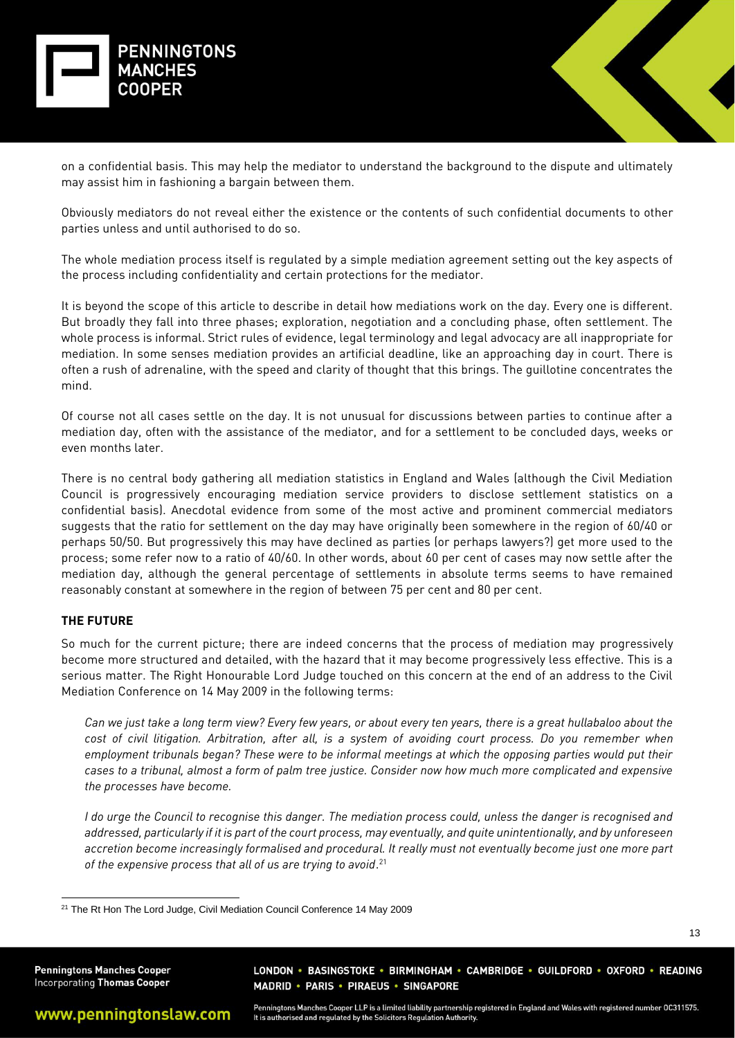on a confidential basis. This may help the mediator to understand the background to the dispute and ultimately may assist him in fashioning a bargain between them.

Obviously mediators do not reveal either the existence or the contents of such confidential documents to other parties unless and until authorised to do so.

The whole mediation process itself is regulated by a simple mediation agreement setting out the key aspects of the process including confidentiality and certain protections for the mediator.

It is beyond the scope of this article to describe in detail how mediations work on the day. Every one is different. But broadly they fall into three phases; exploration, negotiation and a concluding phase, often settlement. The whole process is informal. Strict rules of evidence, legal terminology and legal advocacy are all inappropriate for mediation. In some senses mediation provides an artificial deadline, like an approaching day in court. There is often a rush of adrenaline, with the speed and clarity of thought that this brings. The guillotine concentrates the mind.

Of course not all cases settle on the day. It is not unusual for discussions between parties to continue after a mediation day, often with the assistance of the mediator, and for a settlement to be concluded days, weeks or even months later.

There is no central body gathering all mediation statistics in England and Wales (although the Civil Mediation Council is progressively encouraging mediation service providers to disclose settlement statistics on a confidential basis). Anecdotal evidence from some of the most active and prominent commercial mediators suggests that the ratio for settlement on the day may have originally been somewhere in the region of 60/40 or perhaps 50/50. But progressively this may have declined as parties (or perhaps lawyers?) get more used to the process; some refer now to a ratio of 40/60. In other words, about 60 per cent of cases may now settle after the mediation day, although the general percentage of settlements in absolute terms seems to have remained reasonably constant at somewhere in the region of between 75 per cent and 80 per cent.

## THE FUTURE

So much for the current picture; there are indeed concerns that the process of mediation may progressively become more structured and detailed, with the hazard that it may become progressively less effective. This is a serious matter. The Right Honourable Lord Judge touched on this concern at the end of an address to the Civil Mediation Conference on 14 May 2009 in the following terms:

> *Can we just take a long term view? Every few years, or about every ten years, there is a great hullabaloo about the cost of civil litigation. Arbitration, after all, is a system of avoiding court process. Do you remember when employment tribunals began? These were to be informal meetings at which the opposing parties would put their cases to a tribunal, almost a form of palm tree justice. Consider now how much more complicated and expensive the processes have become.*
>
> *I do urge the Council to recognise this danger. The mediation process could, unless the danger is recognised and addressed, particularly if it is part of the court process, may eventually, and quite unintentionally, and by unforeseen accretion become increasingly formalised and procedural. It really must not eventually become just one more part of the expensive process that all of us are trying to avoid*.[21]

[21] The Rt Hon The Lord Judge, Civil Mediation Council Conference 14 May 2009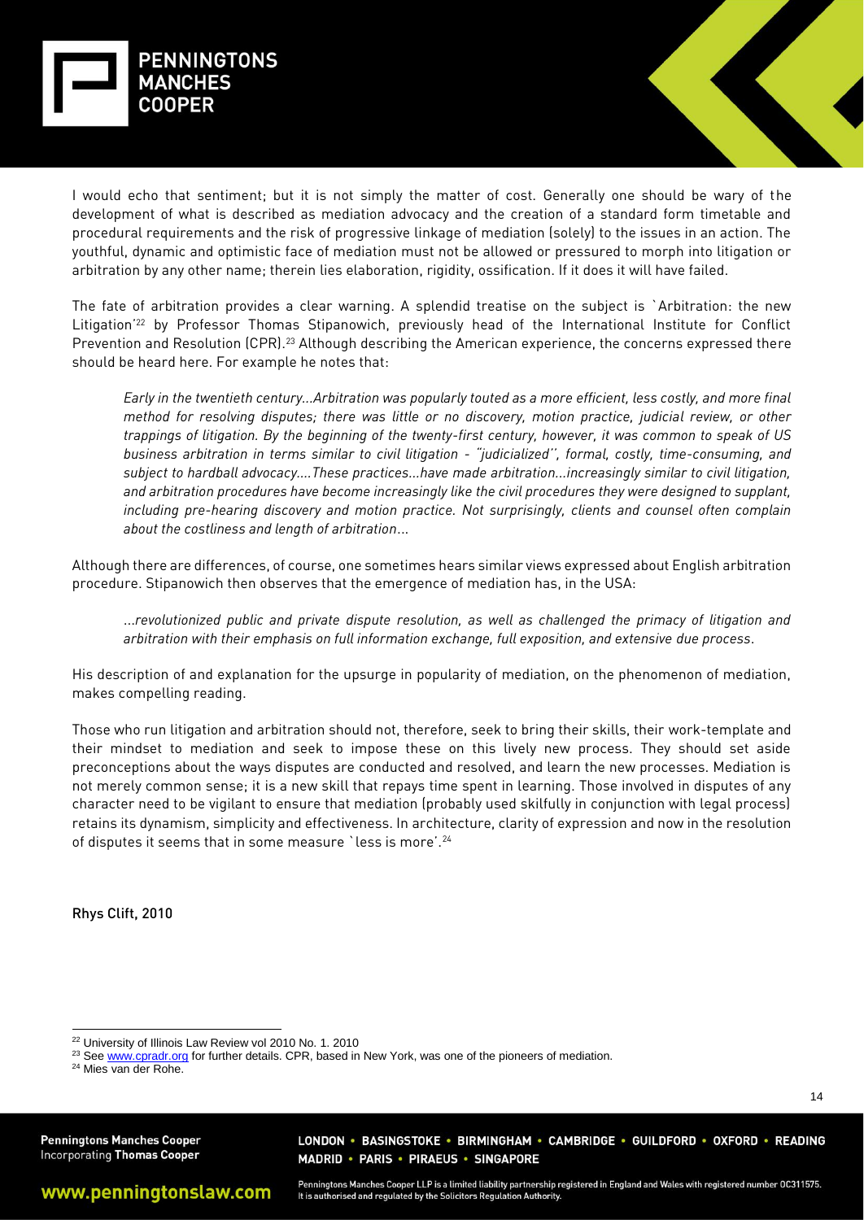I would echo that sentiment; but it is not simply the matter of cost. Generally one should be wary of the development of what is described as mediation advocacy and the creation of a standard form timetable and procedural requirements and the risk of progressive linkage of mediation (solely) to the issues in an action. The youthful, dynamic and optimistic face of mediation must not be allowed or pressured to morph into litigation or arbitration by any other name; therein lies elaboration, rigidity, ossification. If it does it will have failed.

The fate of arbitration provides a clear warning. A splendid treatise on the subject is `Arbitration: the new Litigation'[22] by Professor Thomas Stipanowich, previously head of the International Institute for Conflict Prevention and Resolution (CPR).[23] Although describing the American experience, the concerns expressed there should be heard here. For example he notes that:

> *Early in the twentieth century...Arbitration was popularly touted as a more efficient, less costly, and more final method for resolving disputes; there was little or no discovery, motion practice, judicial review, or other trappings of litigation. By the beginning of the twenty-first century, however, it was common to speak of US business arbitration in terms similar to civil litigation - "judicialized'', formal, costly, time-consuming, and subject to hardball advocacy....These practices...have made arbitration...increasingly similar to civil litigation, and arbitration procedures have become increasingly like the civil procedures they were designed to supplant, including pre-hearing discovery and motion practice. Not surprisingly, clients and counsel often complain about the costliness and length of arbitration...*

Although there are differences, of course, one sometimes hears similar views expressed about English arbitration procedure. Stipanowich then observes that the emergence of mediation has, in the USA:

> *...revolutionized public and private dispute resolution, as well as challenged the primacy of litigation and arbitration with their emphasis on full information exchange, full exposition, and extensive due process.*

His description of and explanation for the upsurge in popularity of mediation, on the phenomenon of mediation, makes compelling reading.

Those who run litigation and arbitration should not, therefore, seek to bring their skills, their work-template and their mindset to mediation and seek to impose these on this lively new process. They should set aside preconceptions about the ways disputes are conducted and resolved, and learn the new processes. Mediation is not merely common sense; it is a new skill that repays time spent in learning. Those involved in disputes of any character need to be vigilant to ensure that mediation (probably used skilfully in conjunction with legal process) retains its dynamism, simplicity and effectiveness. In architecture, clarity of expression and now in the resolution of disputes it seems that in some measure `less is more'.[24]

Rhys Clift, 2010

---

[22] University of Illinois Law Review vol 2010 No. 1. 2010

[23] See www.cpradr.org for further details. CPR, based in New York, was one of the pioneers of mediation.

[24] Mies van der Rohe.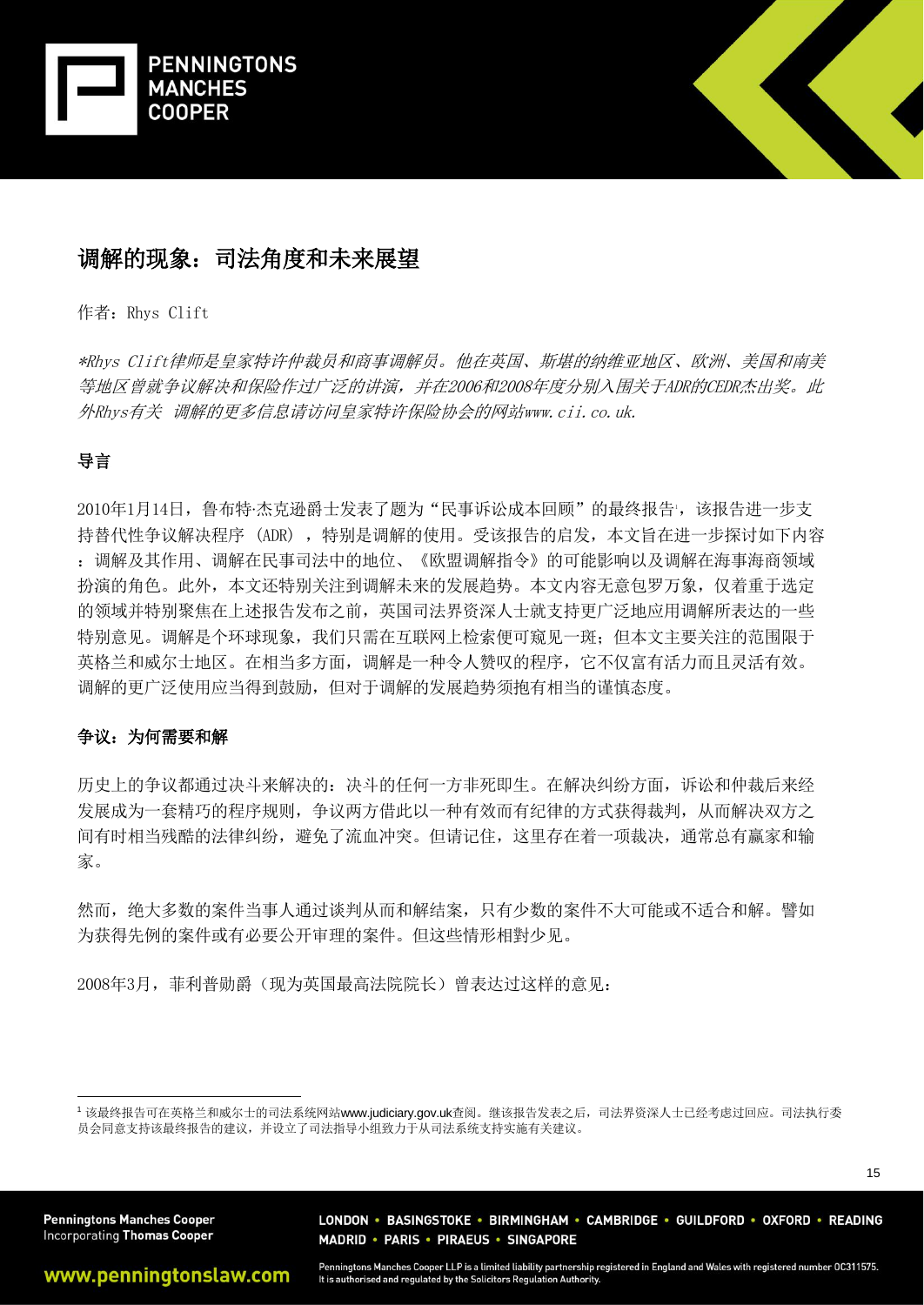# 调解的现象：司法角度和未来展望

作者：Rhys Clift

*\*Rhys Clift律师是皇家特许仲裁员和商事调解员。他在英国、斯堪的纳维亚地区、欧洲、美国和南美等地区曾就争议解决和保险作过广泛的讲演，并在2006和2008年度分别入围关于ADR的CEDR杰出奖。此外Rhys有关 调解的更多信息请访问皇家特许保险协会的网站www.cii.co.uk.*

## 导言

2010年1月14日，鲁布特·杰克逊爵士发表了题为“民事诉讼成本回顾”的最终报告[1]，该报告进一步支持替代性争议解决程序 (ADR) ，特别是调解的使用。受该报告的启发，本文旨在进一步探讨如下内容：调解及其作用、调解在民事司法中的地位、《欧盟调解指令》的可能影响以及调解在海事海商领域扮演的角色。此外，本文还特别关注到调解未来的发展趋势。本文内容无意包罗万象，仅着重于选定的领域并特别聚焦在上述报告发布之前，英国司法界资深人士就支持更广泛地应用调解所表达的一些特别意见。调解是个环球现象，我们只需在互联网上检索便可窥见一斑；但本文主要关注的范围限于英格兰和威尔士地区。在相当多方面，调解是一种令人赞叹的程序，它不仅富有活力而且灵活有效。调解的更广泛使用应当得到鼓励，但对于调解的发展趋势须抱有相当的谨慎态度。

## 争议：为何需要和解

历史上的争议都通过决斗来解决的：决斗的任何一方非死即生。在解决纠纷方面，诉讼和仲裁后来经发展成为一套精巧的程序规则，争议两方借此以一种有效而有纪律的方式获得裁判，从而解决双方之间有时相当残酷的法律纠纷，避免了流血冲突。但请记住，这里存在着一项裁决，通常总有赢家和输家。

然而，绝大多数的案件当事人通过谈判从而和解结案，只有少数的案件不大可能或不适合和解。譬如为获得先例的案件或有必要公开审理的案件。但这些情形相对少见。

2008年3月，菲利普勋爵（现为英国最高法院院长）曾表达过这样的意见：

---

[1] 该最终报告可在英格兰和威尔士的司法系统网站www.judiciary.gov.uk查阅。继该报告发表之后，司法界资深人士已经考虑过回应。司法执行委员会同意支持该最终报告的建议，并设立了司法指导小组致力于从司法系统支持实施有关建议。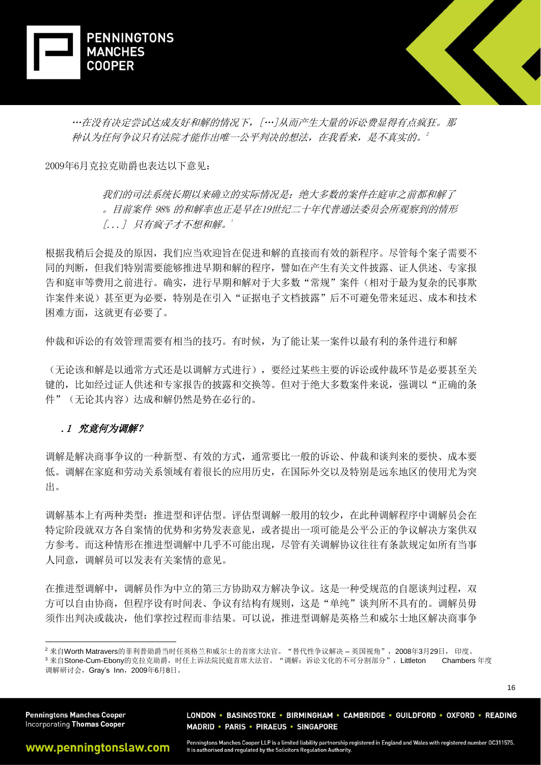*…在没有决定尝试达成友好和解的情况下，[…]从而产生大量的诉讼费显得有点疯狂。那种认为任何争议只有法院才能作出唯一公平判决的想法，在我看来，是不真实的。*[2]

2009年6月克拉克勋爵也表达以下意见：

> *我们的司法系统长期以来确立的实际情况是：绝大多数的案件在庭审之前都和解了。目前案件 98% 的和解率也正是早在19世纪二十年代普通法委员会所观察到的情形 [...] 只有疯子才不想和解。*[3]

根据我稍后会提及的原因，我们应当欢迎旨在促进和解的直接而有效的新程序。尽管每个案子需要不同的判断，但我们特别需要能够推进早期和解的程序，譬如在产生有关文件披露、证人供述、专家报告和庭审等费用之前进行。确实，进行早期和解对于大多数"常规"案件（相对于最为复杂的民事欺诈案件来说）甚至更为必要，特别是在引入"证据电子文档披露"后不可避免带来延迟、成本和技术困难方面，这就更有必要了。

仲裁和诉讼的有效管理需要有相当的技巧。有时候，为了能让某一案件以最有利的条件进行和解（无论该和解是以通常方式还是以调解方式进行），要经过某些主要的诉讼或仲裁环节是必要甚至关键的，比如经过证人供述和专家报告的披露和交换等。但对于绝大多数案件来说，强调以"正确的条件"（无论其内容）达成和解仍然是势在必行的。

### *.1 究竟何为调解？*

调解是解决商事争议的一种新型、有效的方式，通常要比一般的诉讼、仲裁和谈判来的要快、成本要低。调解在家庭和劳动关系领域有着很长的应用历史，在国际外交以及特别是远东地区的使用尤为突出。

调解基本上有两种类型：推进型和评估型。评估型调解一般用的较少，在此种调解程序中调解员会在特定阶段就双方各自案情的优势和劣势发表意见，或者提出一项可能是公平公正的争议解决方案供双方参考。而这种情形在推进型调解中几乎不可能出现，尽管有关调解协议往往有条款规定如所有当事人同意，调解员可以发表有关案情的意见。

在推进型调解中，调解员作为中立的第三方协助双方解决争议。这是一种受规范的自愿谈判过程，双方可以自由协商，但程序设有时间表、争议有结构有规则，这是"单纯"谈判所不具有的。调解员毋须作出判决或裁决，他们掌控过程而非结果。可以说，推进型调解是英格兰和威尔士地区解决商事争

---

[2] 来自Worth Matravers的菲利普勋爵当时任英格兰和威尔士的首席大法官。"替代性争议解决 – 英国视角"，2008年3月29日，印度。

[3] 来自Stone-Cum-Ebony的克拉克勋爵，时任上诉法院民庭首席大法官。"调解：诉讼文化的不可分割部分"，Littleton Chambers 年度调解研讨会，Gray's Inn，2009年6月8日。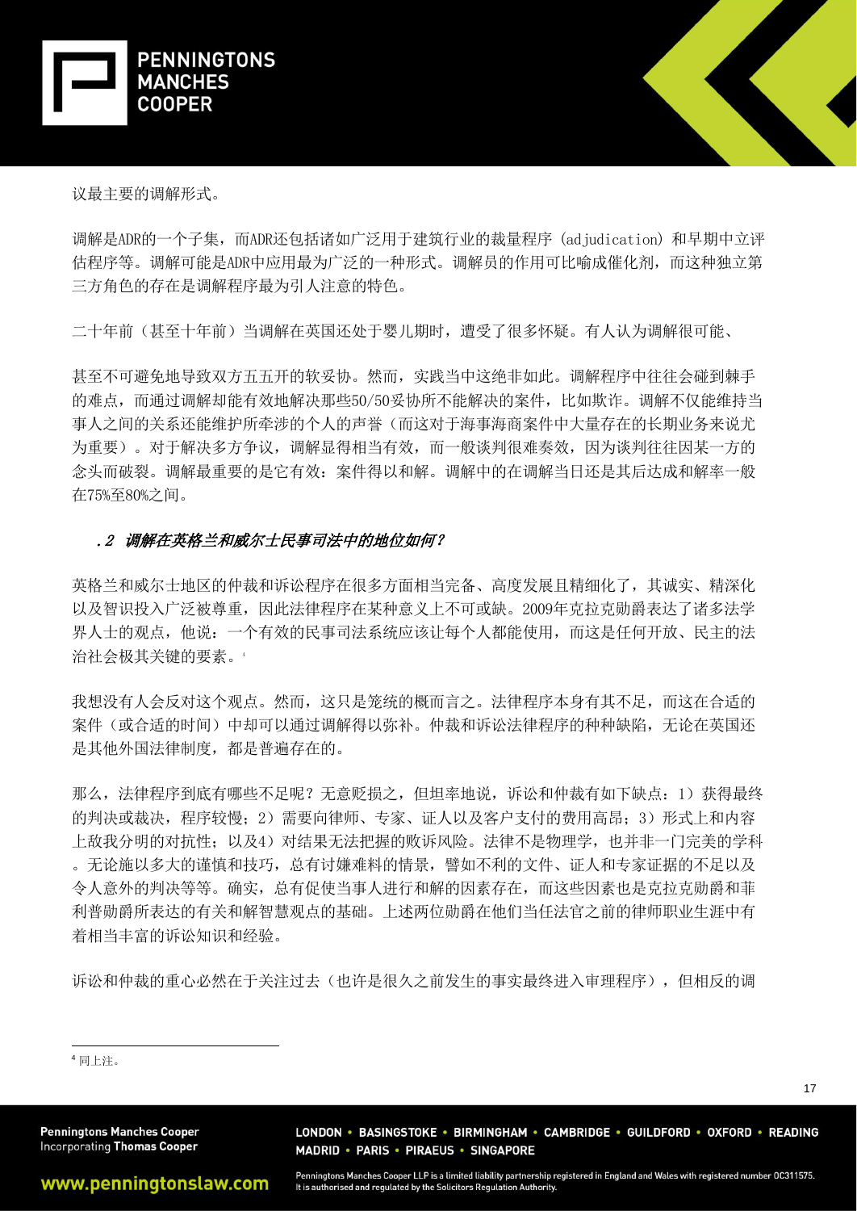议最主要的调解形式。

调解是ADR的一个子集，而ADR还包括诸如广泛用于建筑行业的裁量程序 (adjudication) 和早期中立评估程序等。调解可能是ADR中应用最为广泛的一种形式。调解员的作用可比喻成催化剂，而这种独立第三方角色的存在是调解程序最为引人注意的特色。

二十年前（甚至十年前）当调解在英国还处于婴儿期时，遭受了很多怀疑。有人认为调解很可能、

甚至不可避免地导致双方五五开的软妥协。然而，实践当中这绝非如此。调解程序中往往会碰到棘手的难点，而通过调解却能有效地解决那些50/50妥协所不能解决的案件，比如欺诈。调解不仅能维持当事人之间的关系还能维护所牵涉的个人的声誉（而这对于海事海商案件中大量存在的长期业务来说尤为重要）。对于解决多方争议，调解显得相当有效，而一般谈判很难奏效，因为谈判往往因某一方的念头而破裂。调解最重要的是它有效：案件得以和解。调解中的在调解当日还是其后达成和解率一般在75%至80%之间。

### *.2 调解在英格兰和威尔士民事司法中的地位如何？*

英格兰和威尔士地区的仲裁和诉讼程序在很多方面相当完备、高度发展且精细化了，其诚实、精深化以及智识投入广泛被尊重，因此法律程序在某种意义上不可或缺。2009年克拉克勋爵表达了诸多法学界人士的观点，他说：一个有效的民事司法系统应该让每个人都能使用，而这是任何开放、民主的法治社会极其关键的要素。[4]

我想没有人会反对这个观点。然而，这只是笼统的概而言之。法律程序本身有其不足，而这在合适的案件（或合适的时间）中却可以通过调解得以弥补。仲裁和诉讼法律程序的种种缺陷，无论在英国还是其他外国法律制度，都是普遍存在的。

那么，法律程序到底有哪些不足呢？无意贬损之，但坦率地说，诉讼和仲裁有如下缺点：1）获得最终的判决或裁决，程序较慢；2）需要向律师、专家、证人以及客户支付的费用高昂；3）形式上和内容上敌我分明的对抗性；以及4）对结果无法把握的败诉风险。法律不是物理学，也并非一门完美的学科。无论施以多大的谨慎和技巧，总有讨嫌难料的情景，譬如不利的文件、证人和专家证据的不足以及令人意外的判决等等。确实，总有促使当事人进行和解的因素存在，而这些因素也是克拉克勋爵和菲利普勋爵所表达的有关和解智慧观点的基础。上述两位勋爵在他们当任法官之前的律师职业生涯中有着相当丰富的诉讼知识和经验。

诉讼和仲裁的重心必然在于关注过去（也许是很久之前发生的事实最终进入审理程序），但相反的调

---

[4] 同上注。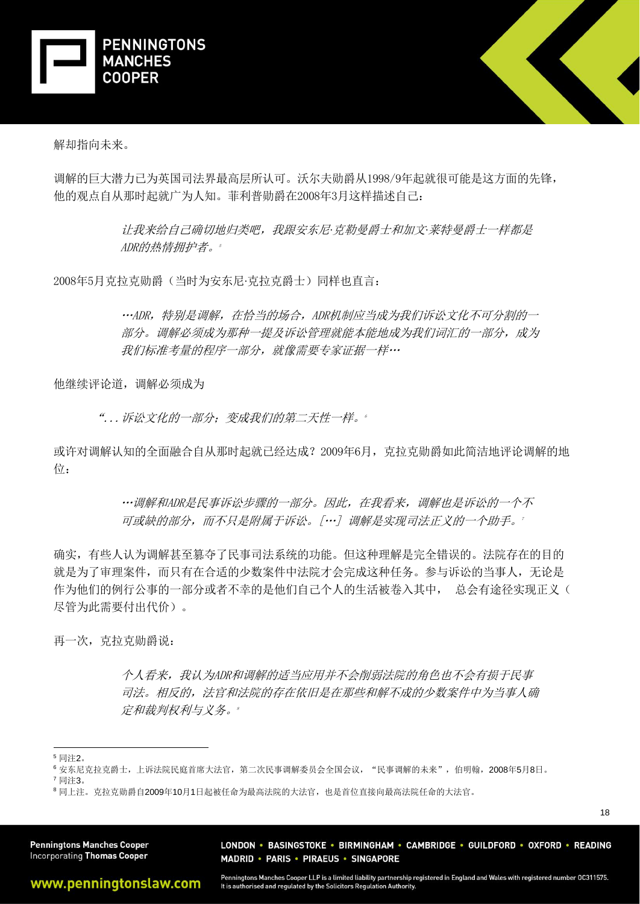解却指向未来。

调解的巨大潜力已为英国司法界最高层所认可。沃尔夫勋爵从1998/9年起就很可能是这方面的先锋，他的观点自从那时起就广为人知。菲利普勋爵在2008年3月这样描述自己：

> *让我来给自己确切地归类吧，我跟安东尼·克勒曼爵士和加文·莱特曼爵士一样都是ADR的热情拥护者。*[5]

2008年5月克拉克勋爵（当时为安东尼·克拉克爵士）同样也直言：

> *…ADR，特别是调解，在恰当的场合，ADR机制应当成为我们诉讼文化不可分割的一部分。调解必须成为那种一提及诉讼管理就能本能地成为我们词汇的一部分，成为我们标准考量的程序一部分，就像需要专家证据一样…*

他继续评论道，调解必须成为

> *"...诉讼文化的一部分；变成我们的第二天性一样。*[6]

或许对调解认知的全面融合自从那时起就已经达成？2009年6月，克拉克勋爵如此简洁地评论调解的地位：

> *…调解和ADR是民事诉讼步骤的一部分。因此，在我看来，调解也是诉讼的一个不可或缺的部分，而不只是附属于诉讼。[…] 调解是实现司法正义的一个助手。*[7]

确实，有些人认为调解甚至篡夺了民事司法系统的功能。但这种理解是完全错误的。法院存在的目的就是为了审理案件，而只有在合适的少数案件中法院才会完成这种任务。参与诉讼的当事人，无论是作为他们的例行公事的一部分或者不幸的是他们自己个人的生活被卷入其中， 总会有途径实现正义（尽管为此需要付出代价）。

再一次，克拉克勋爵说：

> *个人看来，我认为ADR和调解的适当应用并不会削弱法院的角色也不会有损于民事司法。相反的，法官和法院的存在依旧是在那些和解不成的少数案件中为当事人确定和裁判权利与义务。*[8]

---

[5] 同注2。

[6] 安东尼克拉克爵士，上诉法院民庭首席大法官，第二次民事调解委员会全国会议，"民事调解的未来"，伯明翰，2008年5月8日。

[7] 同注3。

[8] 同上注。克拉克勋爵自2009年10月1日起被任命为最高法院的大法官，也是首位直接向最高法院任命的大法官。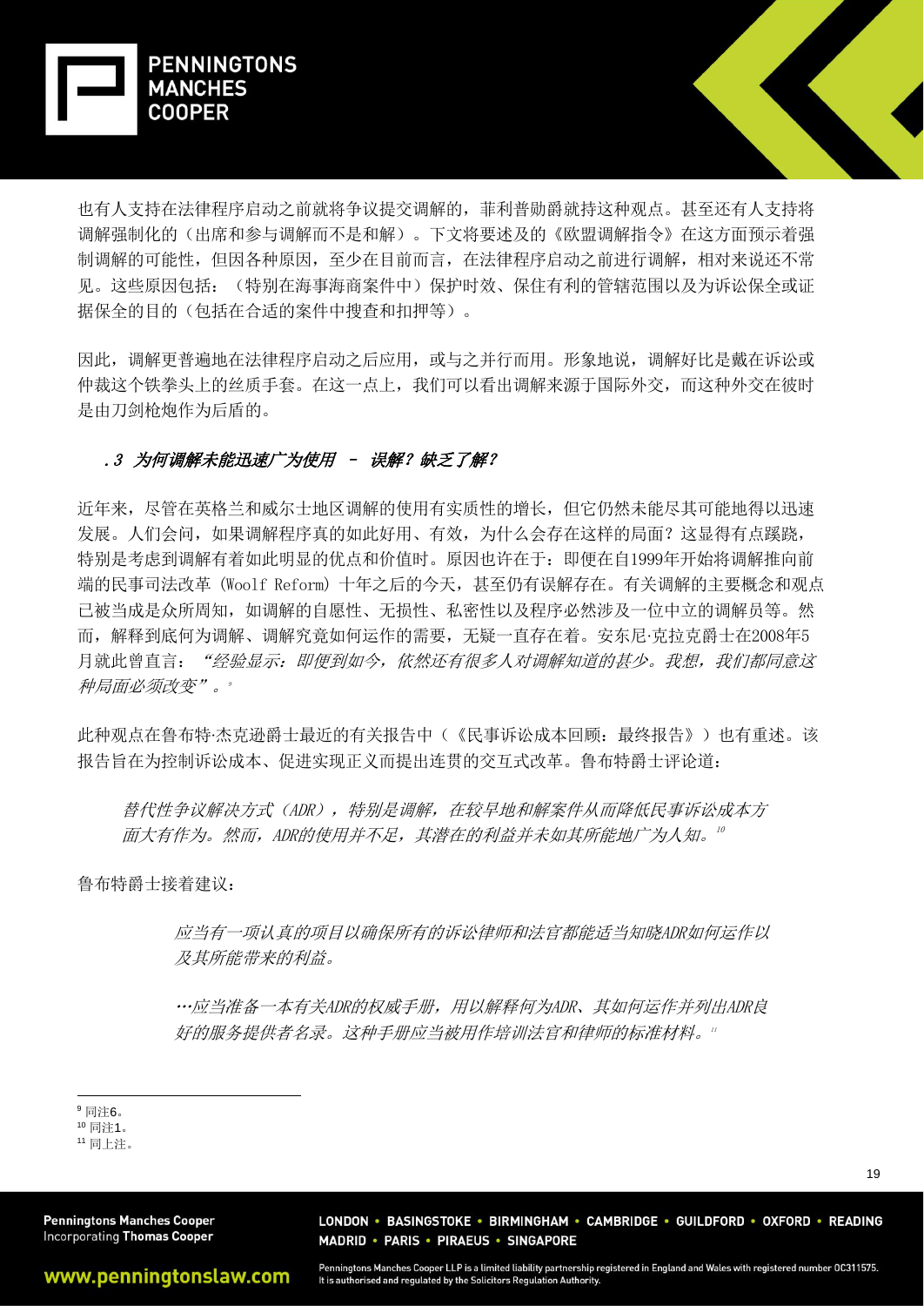也有人支持在法律程序启动之前就将争议提交调解的，菲利普勋爵就持这种观点。甚至还有人支持将调解强制化的（出席和参与调解而不是和解）。下文将要述及的《欧盟调解指令》在这方面预示着强制调解的可能性，但因各种原因，至少在目前而言，在法律程序启动之前进行调解，相对来说还不常见。这些原因包括：（特别在海事海商案件中）保护时效、保住有利的管辖范围以及为诉讼保全或证据保全的目的（包括在合适的案件中搜查和扣押等）。

因此，调解更普遍地在法律程序启动之后应用，或与之并行而用。形象地说，调解好比是戴在诉讼或仲裁这个铁拳头上的丝质手套。在这一点上，我们可以看出调解来源于国际外交，而这种外交在彼时是由刀剑枪炮作为后盾的。

### *.3 为何调解未能迅速广为使用 – 误解？缺乏了解？*

近年来，尽管在英格兰和威尔士地区调解的使用有实质性的增长，但它仍然未能尽其可能地得以迅速发展。人们会问，如果调解程序真的如此好用、有效，为什么会存在这样的局面？这显得有点蹊跷，特别是考虑到调解有着如此明显的优点和价值时。原因也许在于：即便在自1999年开始将调解推向前端的民事司法改革 (Woolf Reform) 十年之后的今天，甚至仍有误解存在。有关调解的主要概念和观点已被当成是众所周知，如调解的自愿性、无损性、私密性以及程序必然涉及一位中立的调解员等。然而，解释到底何为调解、调解究竟如何运作的需要，无疑一直存在着。安东尼·克拉克爵士在2008年5月就此曾直言：*"经验显示：即便到如今，依然还有很多人对调解知道的甚少。我想，我们都同意这种局面必须改变"*。[9]

此种观点在鲁布特·杰克逊爵士最近的有关报告中（《民事诉讼成本回顾：最终报告》）也有重述。该报告旨在为控制诉讼成本、促进实现正义而提出连贯的交互式改革。鲁布特爵士评论道：

> *替代性争议解决方式（ADR），特别是调解，在较早地和解案件从而降低民事诉讼成本方面大有作为。然而，ADR的使用并不足，其潜在的利益并未如其所能地广为人知。*[10]

鲁布特爵士接着建议：

> *应当有一项认真的项目以确保所有的诉讼律师和法官都能适当知晓ADR如何运作以及其所能带来的利益。*
>
> *…应当准备一本有关ADR的权威手册，用以解释何为ADR、其如何运作并列出ADR良好的服务提供者名录。这种手册应当被用作培训法官和律师的标准材料。*[11]

---

[9] 同注6。
[10] 同注1。
[11] 同上注。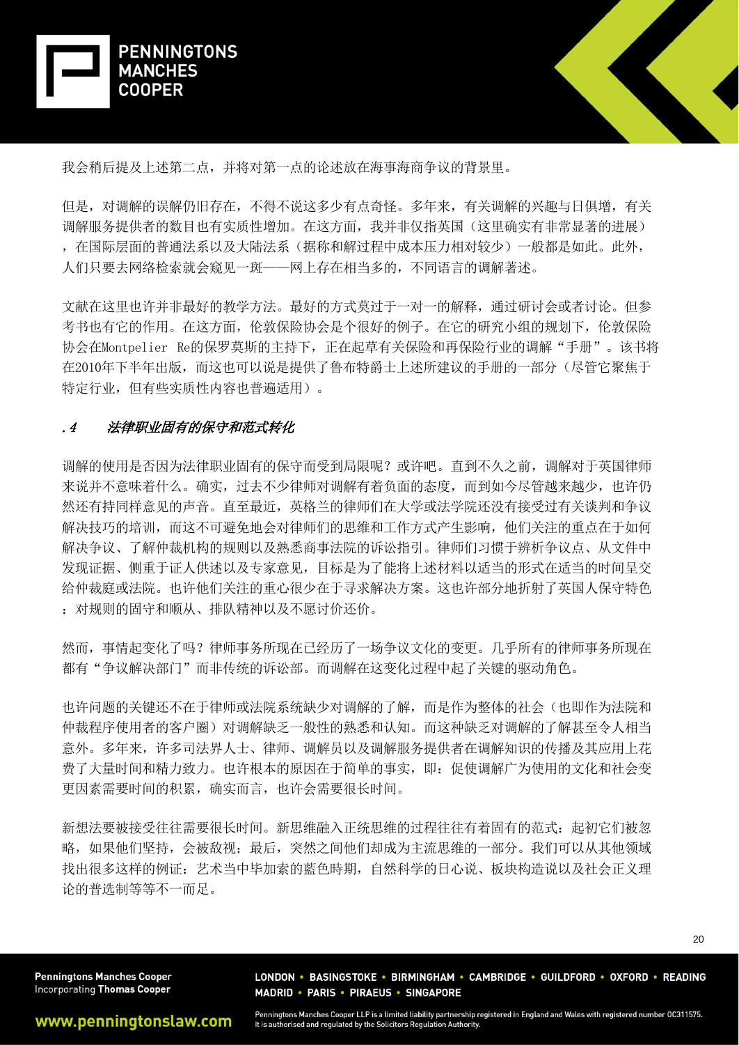我会稍后提及上述第二点，并将对第一点的论述放在海事海商争议的背景里。

但是，对调解的误解仍旧存在，不得不说这多少有点奇怪。多年来，有关调解的兴趣与日俱增，有关调解服务提供者的数目也有实质性增加。在这方面，我并非仅指英国（这里确实有非常显著的进展），在国际层面的普通法系以及大陆法系（据称和解过程中成本压力相对较少）一般都是如此。此外，人们只要去网络检索就会窥见一斑——网上存在相当多的，不同语言的调解著述。

文献在这里也许并非最好的教学方法。最好的方式莫过于一对一的解释，通过研讨会或者讨论。但参考书也有它的作用。在这方面，伦敦保险协会是个很好的例子。在它的研究小组的规划下，伦敦保险协会在Montpelier Re的保罗莫斯的主持下，正在起草有关保险和再保险行业的调解"手册"。该书将在2010年下半年出版，而这也可以说是提供了鲁布特爵士上述所建议的手册的一部分（尽管它聚焦于特定行业，但有些实质性内容也普遍适用）。

### *.4　法律职业固有的保守和范式转化*

调解的使用是否因为法律职业固有的保守而受到局限呢？或许吧。直到不久之前，调解对于英国律师来说并不意味着什么。确实，过去不少律师对调解有着负面的态度，而到如今尽管越来越少，也许仍然还有持同样意见的声音。直至最近，英格兰的律师们在大学或法学院还没有接受过有关谈判和争议解决技巧的培训，而这不可避免地会对律师们的思维和工作方式产生影响，他们关注的重点在于如何解决争议、了解仲裁机构的规则以及熟悉商事法院的诉讼指引。律师们习惯于辨析争议点、从文件中发现证据、侧重于证人供述以及专家意见，目标是为了能将上述材料以适当的形式在适当的时间呈交给仲裁庭或法院。也许他们关注的重心很少在于寻求解决方案。这也许部分地折射了英国人保守特色：对规则的固守和顺从、排队精神以及不愿讨价还价。

然而，事情起变化了吗？律师事务所现在已经历了一场争议文化的变更。几乎所有的律师事务所现在都有"争议解决部门"而非传统的诉讼部。而调解在这变化过程中起了关键的驱动角色。

也许问题的关键还不在于律师或法院系统缺少对调解的了解，而是作为整体的社会（也即作为法院和仲裁程序使用者的客户圈）对调解缺乏一般性的熟悉和认知。而这种缺乏对调解的了解甚至令人相当意外。多年来，许多司法界人士、律师、调解员以及调解服务提供者在调解知识的传播及其应用上花费了大量时间和精力致力。也许根本的原因在于简单的事实，即：促使调解广为使用的文化和社会变更因素需要时间的积累，确实而言，也许会需要很长时间。

新想法要被接受往往需要很长时间。新思维融入正统思维的过程往往有着固有的范式：起初它们被忽略，如果他们坚持，会被敌视；最后，突然之间他们却成为主流思维的一部分。我们可以从其他领域找出很多这样的例证：艺术当中毕加索的藍色時期，自然科学的日心说、板块构造说以及社会正义理论的普选制等等不一而足。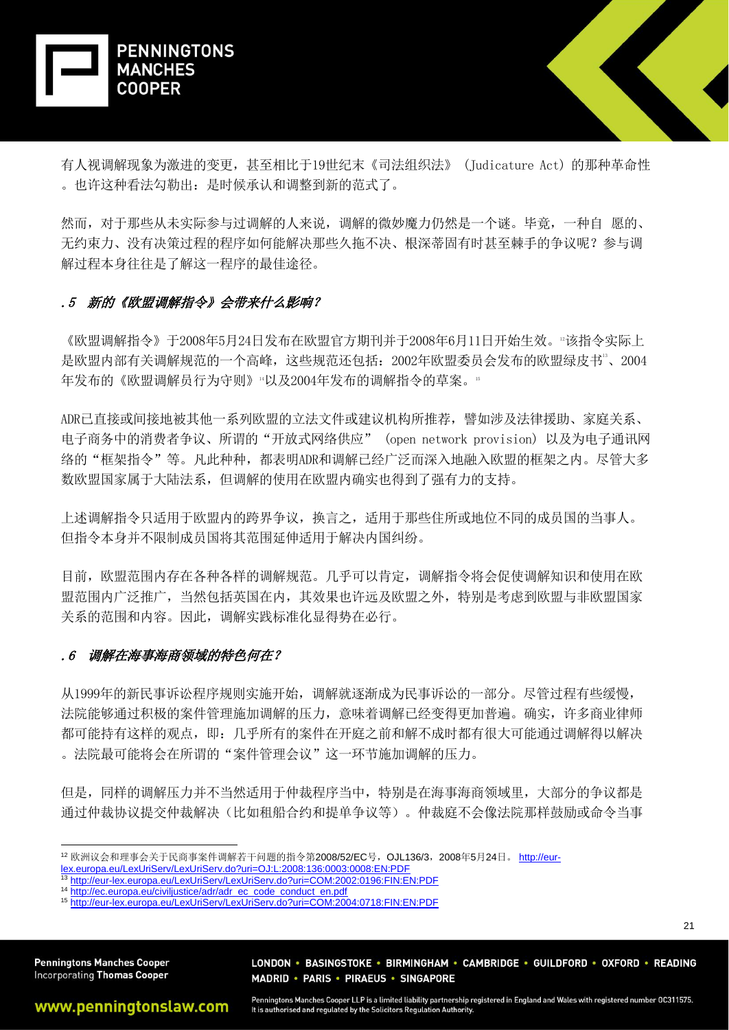有人视调解现象为激进的变更，甚至相比于19世纪末《司法组织法》（Judicature Act）的那种革命性。也许这种看法勾勒出：是时候承认和调整到新的范式了。

然而，对于那些从未实际参与过调解的人来说，调解的微妙魔力仍然是一个谜。毕竟，一种自 愿的、无约束力、没有决策过程的程序如何能解决那些久拖不决、根深蒂固有时甚至棘手的争议呢？参与调解过程本身往往是了解这一程序的最佳途径。

### .5 *新的《欧盟调解指令》会带来什么影响？*

《欧盟调解指令》于2008年5月24日发布在欧盟官方期刊并于2008年6月11日开始生效。[12]该指令实际上是欧盟内部有关调解规范的一个高峰，这些规范还包括：2002年欧盟委员会发布的欧盟绿皮书[13]、2004年发布的《欧盟调解员行为守则》[14]以及2004年发布的调解指令的草案。[15]

ADR已直接或间接地被其他一系列欧盟的立法文件或建议机构所推荐，譬如涉及法律援助、家庭关系、电子商务中的消费者争议、所谓的"开放式网络供应"（open network provision）以及为电子通讯网络的"框架指令"等。凡此种种，都表明ADR和调解已经广泛而深入地融入欧盟的框架之内。尽管大多数欧盟国家属于大陆法系，但调解的使用在欧盟内确实也得到了强有力的支持。

上述调解指令只适用于欧盟内的跨界争议，换言之，适用于那些住所或地位不同的成员国的当事人。但指令本身并不限制成员国将其范围延伸适用于解决内国纠纷。

目前，欧盟范围内存在各种各样的调解规范。几乎可以肯定，调解指令将会促使调解知识和使用在欧盟范围内广泛推广，当然包括英国在内，其效果也许远及欧盟之外，特别是考虑到欧盟与非欧盟国家关系的范围和内容。因此，调解实践标准化显得势在必行。

### .6 *调解在海事海商领域的特色何在？*

从1999年的新民事诉讼程序规则实施开始，调解就逐渐成为民事诉讼的一部分。尽管过程有些缓慢，法院能够通过积极的案件管理施加调解的压力，意味着调解已经变得更加普遍。确实，许多商业律师都可能持有这样的观点，即：几乎所有的案件在开庭之前和解不成时都有很大可能通过调解得以解决。法院最可能将会在所谓的"案件管理会议"这一环节施加调解的压力。

但是，同样的调解压力并不当然适用于仲裁程序当中，特别是在海事海商领域里，大部分的争议都是通过仲裁协议提交仲裁解决（比如租船合约和提单争议等）。仲裁庭不会像法院那样鼓励或命令当事

---

[12] 欧洲议会和理事会关于民商事案件调解若干问题的指令第2008/52/EC号，OJL136/3，2008年5月24日。 http://eur-lex.europa.eu/LexUriServ/LexUriServ.do?uri=OJ:L:2008:136:0003:0008:EN:PDF

[13] http://eur-lex.europa.eu/LexUriServ/LexUriServ.do?uri=COM:2002:0196:FIN:EN:PDF

[14] http://ec.europa.eu/civiljustice/adr/adr_ec_code_conduct_en.pdf

[15] http://eur-lex.europa.eu/LexUriServ/LexUriServ.do?uri=COM:2004:0718:FIN:EN:PDF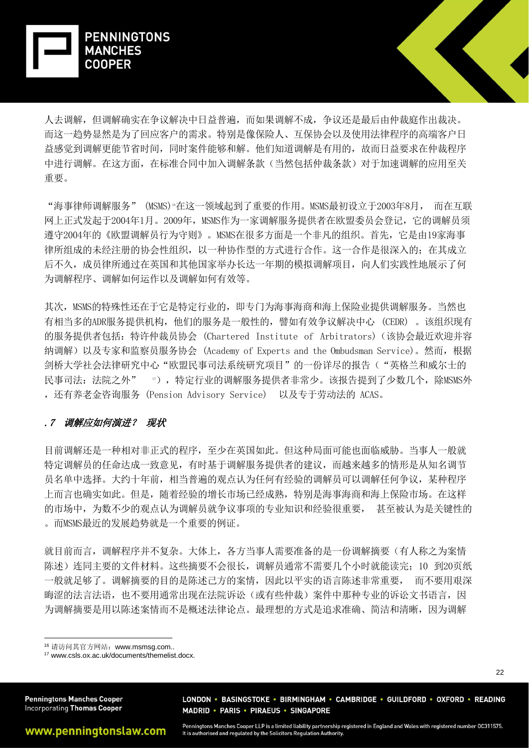人去调解，但调解确实在争议解决中日益普遍，而如果调解不成，争议还是最后由仲裁庭作出裁决。而这一趋势显然是为了回应客户的需求。特别是像保险人、互保协会以及使用法律程序的高端客户日益感觉到调解更能节省时间，同时案件能够和解。他们知道调解是有用的，故而日益要求在仲裁程序中进行调解。在这方面，在标准合同中加入调解条款（当然包括仲裁条款）对于加速调解的应用至关重要。

“海事律师调解服务” (MSMS)[16]在这一领域起到了重要的作用。MSMS最初设立于2003年8月， 而在互联网上正式发起于2004年1月。2009年，MSMS作为一家调解服务提供者在欧盟委员会登记，它的调解员须遵守2004年的《欧盟调解员行为守则》。MSMS在很多方面是一个非凡的组织。首先，它是由19家海事律所组成的未经注册的协会性组织，以一种协作型的方式进行合作。这一合作是很深入的；在其成立后不久，成员律所通过在英国和其他国家举办长达一年期的模拟调解项目，向人们实践性地展示了何为调解程序、调解如何运作以及调解如何有效等。

其次，MSMS的特殊性还在于它是特定行业的，即专门为海事海商和海上保险业提供调解服务。当然也有相当多的ADR服务提供机构，他们的服务是一般性的，譬如有效争议解决中心 (CEDR) 。该组织现有的服务提供者包括：特许仲裁员协会 (Chartered Institute of Arbitrators)（该协会最近欢迎并容纳调解）以及专家和监察员服务协会 (Academy of Experts and the Ombudsman Service)。然而，根据剑桥大学社会法律研究中心“欧盟民事司法系统研究项目”的一份详尽的报告（“英格兰和威尔士的民事司法：法院之外” [17]），特定行业的调解服务提供者非常少。该报告提到了少数几个，除MSMS外，还有养老金咨询服务 (Pension Advisory Service) 以及专于劳动法的 ACAS。

### .7 *调解应如何演进？ 现状*

目前调解还是一种相对非正式的程序，至少在英国如此。但这种局面可能也面临威胁。当事人一般就特定调解员的任命达成一致意见，有时基于调解服务提供者的建议，而越来越多的情形是从知名调节员名单中选择。大约十年前，相当普遍的观点认为任何有经验的调解员可以调解任何争议，某种程序上而言也确实如此。但是，随着经验的增长市场已经成熟，特别是海事海商和海上保险市场。在这样的市场中，为数不少的观点认为调解员就争议事项的专业知识和经验很重要， 甚至被认为是关键性的。而MSMS最近的发展趋势就是一个重要的例证。

就目前而言，调解程序并不复杂。大体上，各方当事人需要准备的是一份调解摘要（有人称之为案情陈述）连同主要的文件材料。这些摘要不会很长，调解员通常不需要几个小时就能读完：10 到20页纸一般就足够了。调解摘要的目的是陈述己方的案情，因此以平实的语言陈述非常重要， 而不要用艰深晦涩的法言法语，也不要用通常出现在法院诉讼（或有些仲裁）案件中那种专业的诉讼文书语言，因为调解摘要是用以陈述案情而不是概述法律论点。最理想的方式是追求准确、简洁和清晰，因为调解

---

[16] 请访问其官方网站：www.msmsg.com..

[17] www.csls.ox.ac.uk/documents/themelist.docx.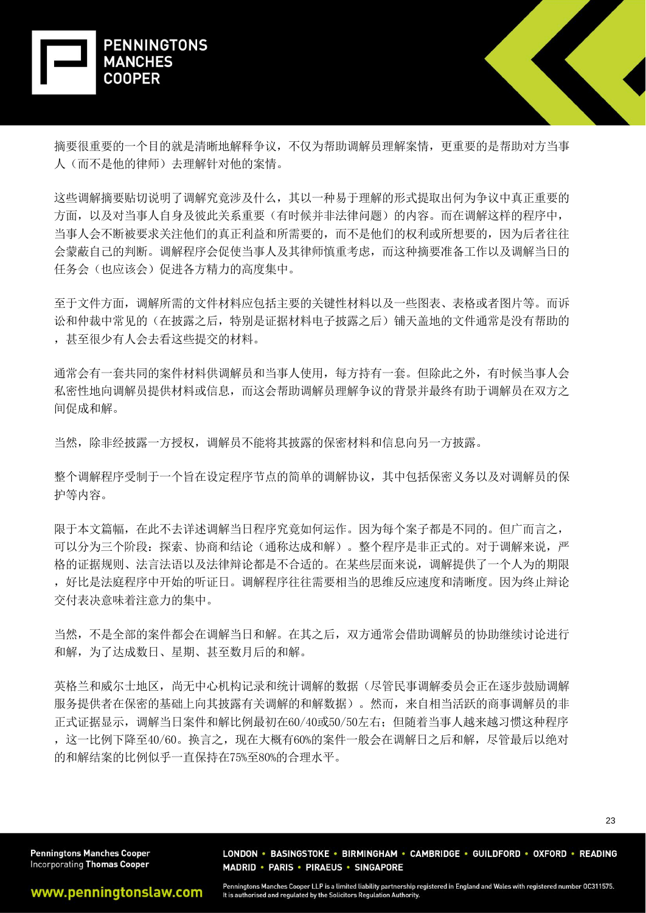摘要很重要的一个目的就是清晰地解释争议，不仅为帮助调解员理解案情，更重要的是帮助对方当事人（而不是他的律师）去理解针对他的案情。

这些调解摘要贴切说明了调解究竟涉及什么，其以一种易于理解的形式提取出何为争议中真正重要的方面，以及对当事人自身及彼此关系重要（有时候并非法律问题）的内容。而在调解这样的程序中，当事人会不断被要求关注他们的真正利益和所需要的，而不是他们的权利或所想要的，因为后者往往会蒙蔽自己的判断。调解程序会促使当事人及其律师慎重考虑，而这种摘要准备工作以及调解当日的任务会（也应该会）促进各方精力的高度集中。

至于文件方面，调解所需的文件材料应包括主要的关键性材料以及一些图表、表格或者图片等。而诉讼和仲裁中常见的（在披露之后，特别是证据材料电子披露之后）铺天盖地的文件通常是没有帮助的，甚至很少有人会去看这些提交的材料。

通常会有一套共同的案件材料供调解员和当事人使用，每方持有一套。但除此之外，有时候当事人会私密性地向调解员提供材料或信息，而这会帮助调解员理解争议的背景并最终有助于调解员在双方之间促成和解。

当然，除非经披露一方授权，调解员不能将其披露的保密材料和信息向另一方披露。

整个调解程序受制于一个旨在设定程序节点的简单的调解协议，其中包括保密义务以及对调解员的保护等内容。

限于本文篇幅，在此不去详述调解当日程序究竟如何运作。因为每个案子都是不同的。但广而言之，可以分为三个阶段：探索、协商和结论（通称达成和解）。整个程序是非正式的。对于调解来说，严格的证据规则、法言法语以及法律辩论都是不合适的。在某些层面来说，调解提供了一个人为的期限，好比是法庭程序中开始的听证日。调解程序往往需要相当的思维反应速度和清晰度。因为终止辩论交付表决意味着注意力的集中。

当然，不是全部的案件都会在调解当日和解。在其之后，双方通常会借助调解员的协助继续讨论进行和解，为了达成数日、星期、甚至数月后的和解。

英格兰和威尔士地区，尚无中心机构记录和统计调解的数据（尽管民事调解委员会正在逐步鼓励调解服务提供者在保密的基础上向其披露有关调解的和解数据）。然而，来自相当活跃的商事调解员的非正式证据显示，调解当日案件和解比例最初在60/40或50/50左右；但随着当事人越来越习惯这种程序，这一比例下降至40/60。换言之，现在大概有60%的案件一般会在调解日之后和解，尽管最后以绝对的和解结案的比例似乎一直保持在75%至80%的合理水平。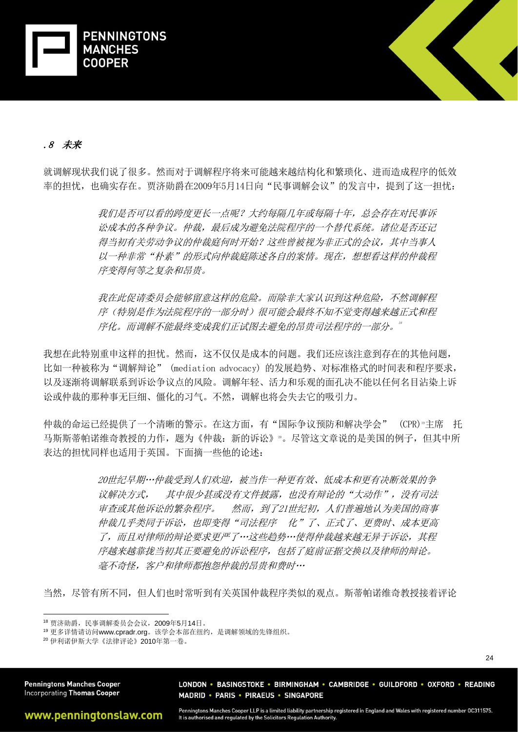## .8 未来

就调解现状我们说了很多。然而对于调解程序将来可能越来越结构化和繁琐化、进而造成程序的低效率的担忧，也确实存在。贾济勋爵在2009年5月14日向“民事调解会议”的发言中，提到了这一担忧：

> *我们是否可以看的跨度更长一点呢？大约每隔几年或每隔十年，总会存在对民事诉讼成本的各种争议。仲裁，最后成为避免法院程序的一个替代系统。诸位是否还记得当初有关劳动争议的仲裁庭何时开始？这些曾被视为非正式的会议，其中当事人以一种非常“朴素”的形式向仲裁庭陈述各自的案情。现在，想想看这样的仲裁程序变得何等之复杂和昂贵。*
>
> *我在此促请委员会能够留意这样的危险。而除非大家认识到这种危险，不然调解程序（特别是作为法院程序的一部分时）很可能会最终不知不觉变得越来越正式和程序化。而调解不能最终变成我们正试图去避免的昂贵司法程序的一部分。*[18]

我想在此特别重申这样的担忧。然而，这不仅仅是成本的问题。我们还应该注意到存在的其他问题，比如一种被称为“调解辩论”（mediation advocacy）的发展趋势、对标准格式的时间表和程序要求，以及逐渐将调解联系到诉讼争议点的风险。调解年轻、活力和乐观的面孔决不能以任何名目沾染上诉讼或仲裁的那种事无巨细、僵化的习气。不然，调解也将会失去它的吸引力。

仲裁的命运已经提供了一个清晰的警示。在这方面，有“国际争议预防和解决学会”（CPR）[19]主席 托马斯斯蒂帕诺维奇教授的力作，题为《仲裁：新的诉讼》[20]。尽管这文章说的是美国的例子，但其中所表达的担忧同样也适用于英国。下面摘一些他的论述：

> *20世纪早期…仲裁受到人们欢迎，被当作一种更有效、低成本和更有决断效果的争议解决方式， 其中很少甚或没有文件披露，也没有辩论的“大动作”，没有司法审查或其他诉讼的繁杂程序。 然而，到了21世纪初，人们普遍地认为美国的商事仲裁几乎类同于诉讼，也即变得“司法程序 化”了、正式了、更费时、成本更高了，而且对律师的辩论要求更严了…这些趋势…使得仲裁越来越无异于诉讼，其程序越来越靠拢当初其正要避免的诉讼程序，包括了庭前证据交换以及律师的辩论。毫不奇怪，客户和律师都抱怨仲裁的昂贵和费时…*

当然，尽管有所不同，但人们也时常听到有关英国仲裁程序类似的观点。斯蒂帕诺维奇教授接着评论

---

[18] 贾济勋爵，民事调解委员会会议，2009年5月14日。

[19] 更多详情请访问www.cpradr.org。该学会本部在纽约，是调解领域的先锋组织。

[20] 伊利诺伊斯大学《法律评论》2010年第一卷。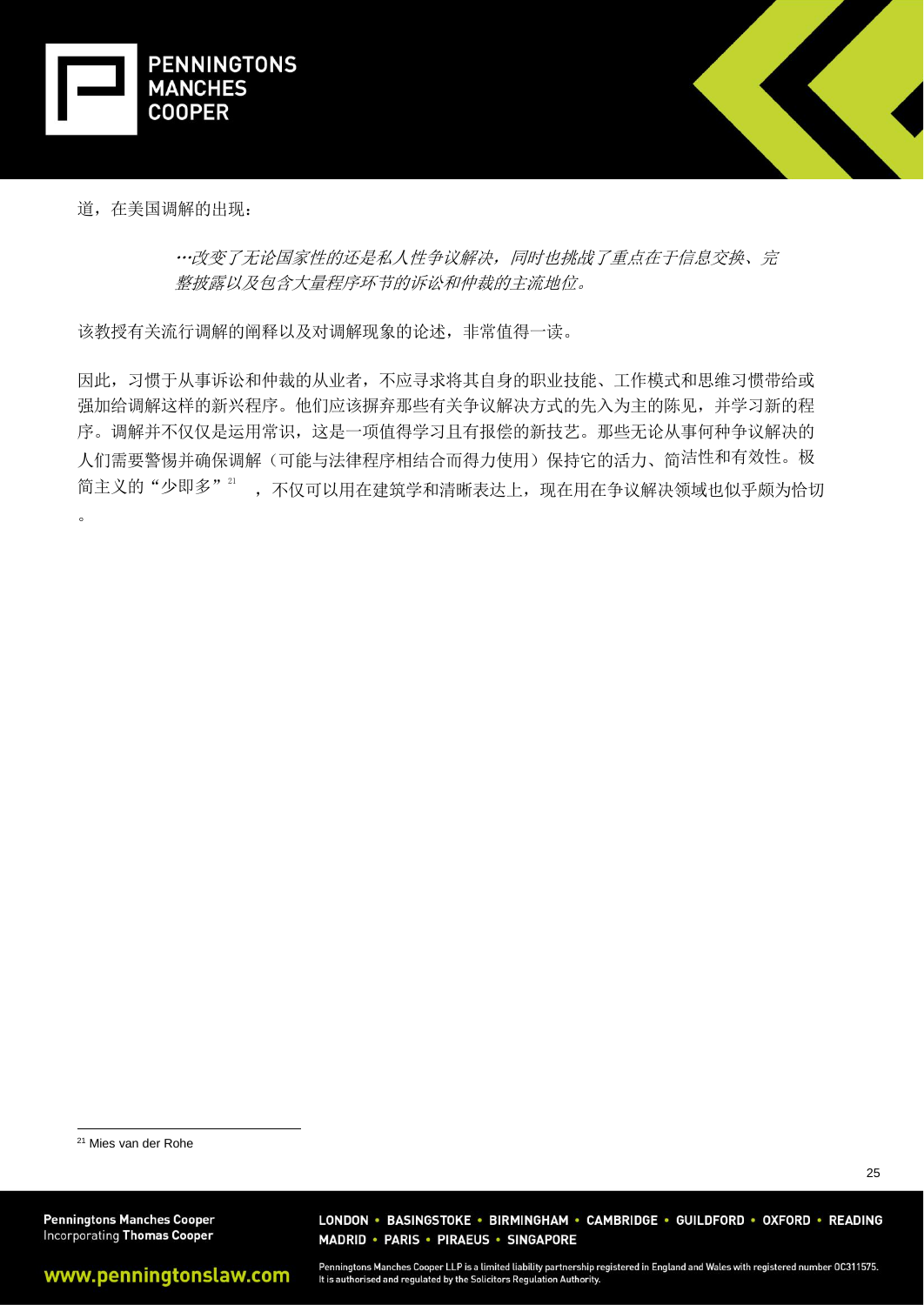道，在美国调解的出现：

> *…改变了无论国家性的还是私人性争议解决，同时也挑战了重点在于信息交换、完整披露以及包含大量程序环节的诉讼和仲裁的主流地位。*

该教授有关流行调解的阐释以及对调解现象的论述，非常值得一读。

因此，习惯于从事诉讼和仲裁的从业者，不应寻求将其自身的职业技能、工作模式和思维习惯带给或强加给调解这样的新兴程序。他们应该摒弃那些有关争议解决方式的先入为主的陈见，并学习新的程序。调解并不仅仅是运用常识，这是一项值得学习且有报偿的新技艺。那些无论从事何种争议解决的人们需要警惕并确保调解（可能与法律程序相结合而得力使用）保持它的活力、简洁性和有效性。极简主义的"少即多"[21]，不仅可以用在建筑学和清晰表达上，现在用在争议解决领域也似乎颇为恰切。

[21] Mies van der Rohe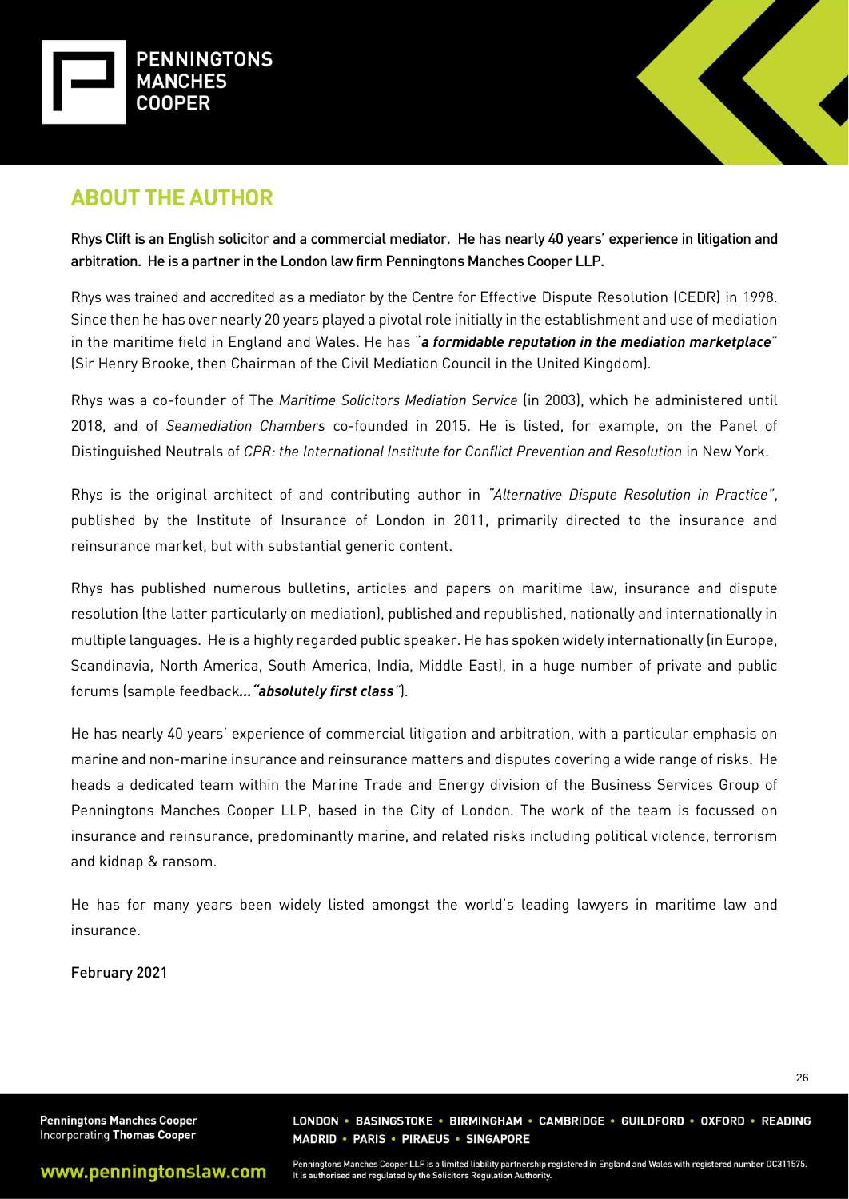## ABOUT THE AUTHOR

Rhys Clift is an English solicitor and a commercial mediator. He has nearly 40 years' experience in litigation and arbitration. He is a partner in the London law firm Penningtons Manches Cooper LLP.

Rhys was trained and accredited as a mediator by the Centre for Effective Dispute Resolution (CEDR) in 1998. Since then he has over nearly 20 years played a pivotal role initially in the establishment and use of mediation in the maritime field in England and Wales. He has "***a formidable reputation in the mediation marketplace***" (Sir Henry Brooke, then Chairman of the Civil Mediation Council in the United Kingdom).

Rhys was a co-founder of The *Maritime Solicitors Mediation Service* (in 2003), which he administered until 2018, and of *Seamediation Chambers* co-founded in 2015. He is listed, for example, on the Panel of Distinguished Neutrals of *CPR: the International Institute for Conflict Prevention and Resolution* in New York.

Rhys is the original architect of and contributing author in *"Alternative Dispute Resolution in Practice"*, published by the Institute of Insurance of London in 2011, primarily directed to the insurance and reinsurance market, but with substantial generic content.

Rhys has published numerous bulletins, articles and papers on maritime law, insurance and dispute resolution (the latter particularly on mediation), published and republished, nationally and internationally in multiple languages. He is a highly regarded public speaker. He has spoken widely internationally (in Europe, Scandinavia, North America, South America, India, Middle East), in a huge number of private and public forums (sample feedback***…"absolutely first class***").

He has nearly 40 years' experience of commercial litigation and arbitration, with a particular emphasis on marine and non-marine insurance and reinsurance matters and disputes covering a wide range of risks. He heads a dedicated team within the Marine Trade and Energy division of the Business Services Group of Penningtons Manches Cooper LLP, based in the City of London. The work of the team is focussed on insurance and reinsurance, predominantly marine, and related risks including political violence, terrorism and kidnap & ransom.

He has for many years been widely listed amongst the world's leading lawyers in maritime law and insurance.

February 2021